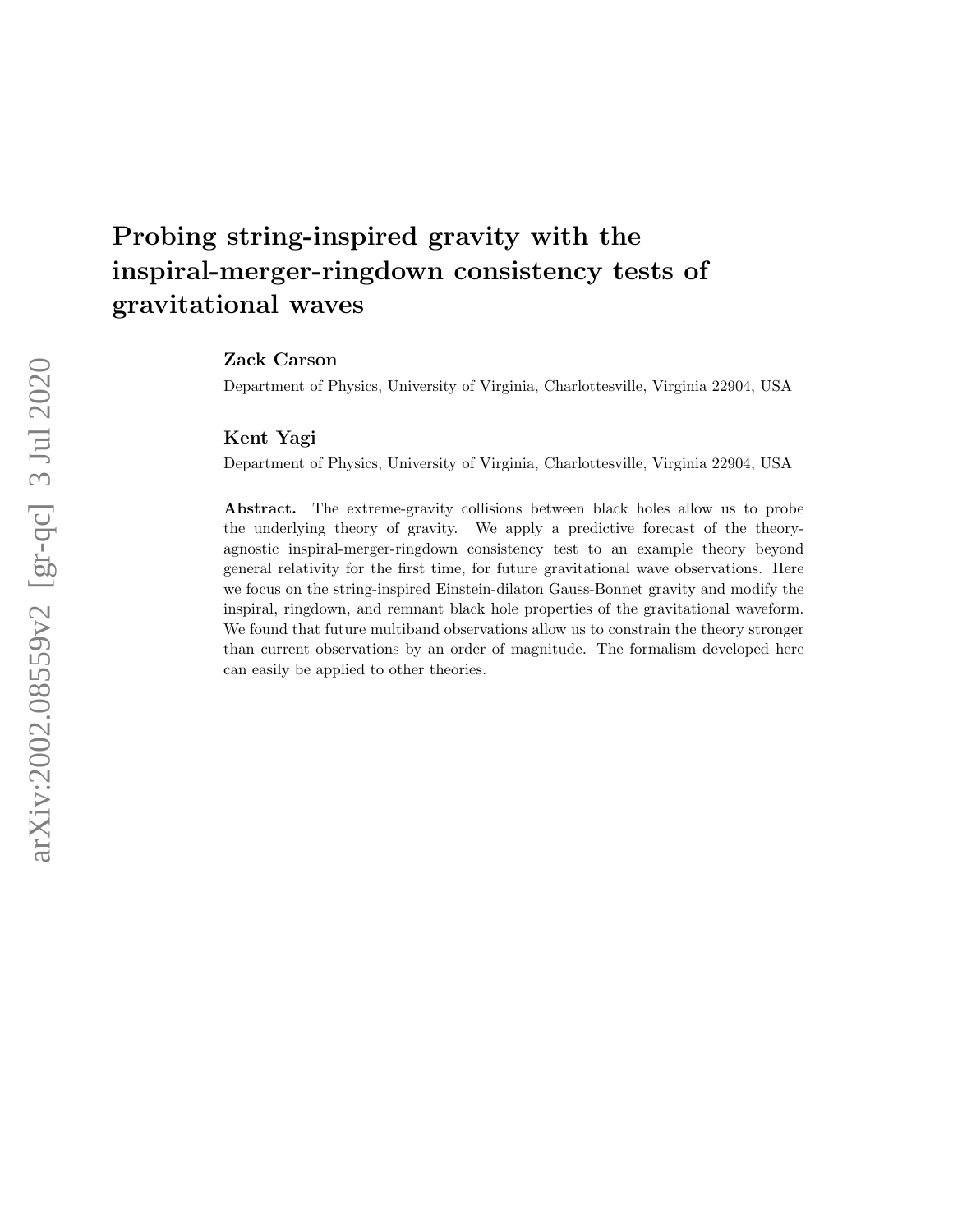# Probing string-inspired gravity with the inspiral-merger-ringdown consistency tests of gravitational waves

**Zack Carson**

Department of Physics, University of Virginia, Charlottesville, Virginia 22904, USA

**Kent Yagi**

Department of Physics, University of Virginia, Charlottesville, Virginia 22904, USA

**Abstract.** The extreme-gravity collisions between black holes allow us to probe the underlying theory of gravity. We apply a predictive forecast of the theory-agnostic inspiral-merger-ringdown consistency test to an example theory beyond general relativity for the first time, for future gravitational wave observations. Here we focus on the string-inspired Einstein-dilaton Gauss-Bonnet gravity and modify the inspiral, ringdown, and remnant black hole properties of the gravitational waveform. We found that future multiband observations allow us to constrain the theory stronger than current observations by an order of magnitude. The formalism developed here can easily be applied to other theories.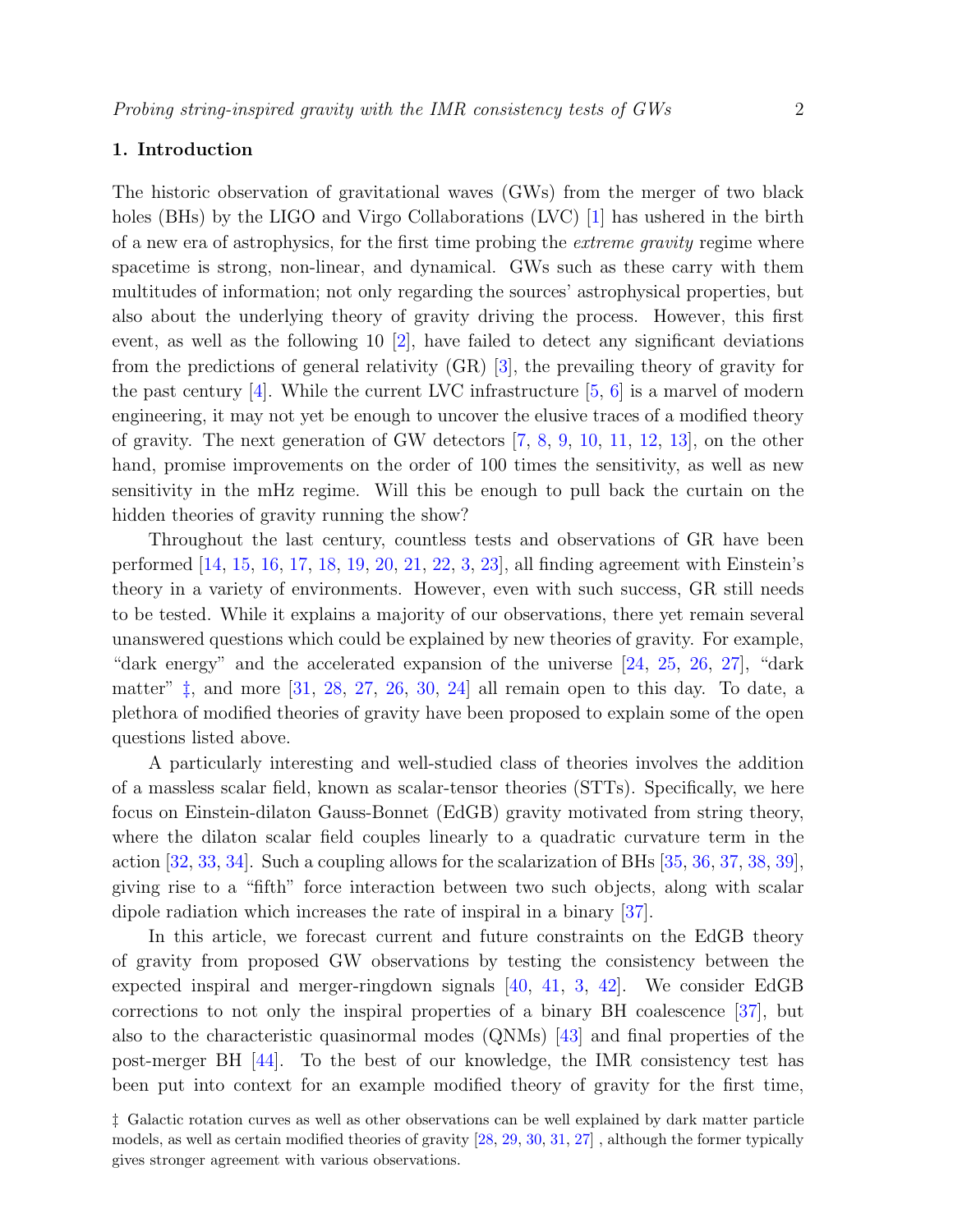## 1. Introduction

The historic observation of gravitational waves (GWs) from the merger of two black holes (BHs) by the LIGO and Virgo Collaborations (LVC) [1] has ushered in the birth of a new era of astrophysics, for the first time probing the *extreme gravity* regime where spacetime is strong, non-linear, and dynamical. GWs such as these carry with them multitudes of information; not only regarding the sources' astrophysical properties, but also about the underlying theory of gravity driving the process. However, this first event, as well as the following 10 [2], have failed to detect any significant deviations from the predictions of general relativity (GR) [3], the prevailing theory of gravity for the past century [4]. While the current LVC infrastructure [5, 6] is a marvel of modern engineering, it may not yet be enough to uncover the elusive traces of a modified theory of gravity. The next generation of GW detectors [7, 8, 9, 10, 11, 12, 13], on the other hand, promise improvements on the order of 100 times the sensitivity, as well as new sensitivity in the mHz regime. Will this be enough to pull back the curtain on the hidden theories of gravity running the show?

Throughout the last century, countless tests and observations of GR have been performed [14, 15, 16, 17, 18, 19, 20, 21, 22, 3, 23], all finding agreement with Einstein's theory in a variety of environments. However, even with such success, GR still needs to be tested. While it explains a majority of our observations, there yet remain several unanswered questions which could be explained by new theories of gravity. For example, "dark energy" and the accelerated expansion of the universe [24, 25, 26, 27], "dark matter" ‡, and more [31, 28, 27, 26, 30, 24] all remain open to this day. To date, a plethora of modified theories of gravity have been proposed to explain some of the open questions listed above.

A particularly interesting and well-studied class of theories involves the addition of a massless scalar field, known as scalar-tensor theories (STTs). Specifically, we here focus on Einstein-dilaton Gauss-Bonnet (EdGB) gravity motivated from string theory, where the dilaton scalar field couples linearly to a quadratic curvature term in the action [32, 33, 34]. Such a coupling allows for the scalarization of BHs [35, 36, 37, 38, 39], giving rise to a "fifth" force interaction between two such objects, along with scalar dipole radiation which increases the rate of inspiral in a binary [37].

In this article, we forecast current and future constraints on the EdGB theory of gravity from proposed GW observations by testing the consistency between the expected inspiral and merger-ringdown signals [40, 41, 3, 42]. We consider EdGB corrections to not only the inspiral properties of a binary BH coalescence [37], but also to the characteristic quasinormal modes (QNMs) [43] and final properties of the post-merger BH [44]. To the best of our knowledge, the IMR consistency test has been put into context for an example modified theory of gravity for the first time,

‡ Galactic rotation curves as well as other observations can be well explained by dark matter particle models, as well as certain modified theories of gravity [28, 29, 30, 31, 27] , although the former typically gives stronger agreement with various observations.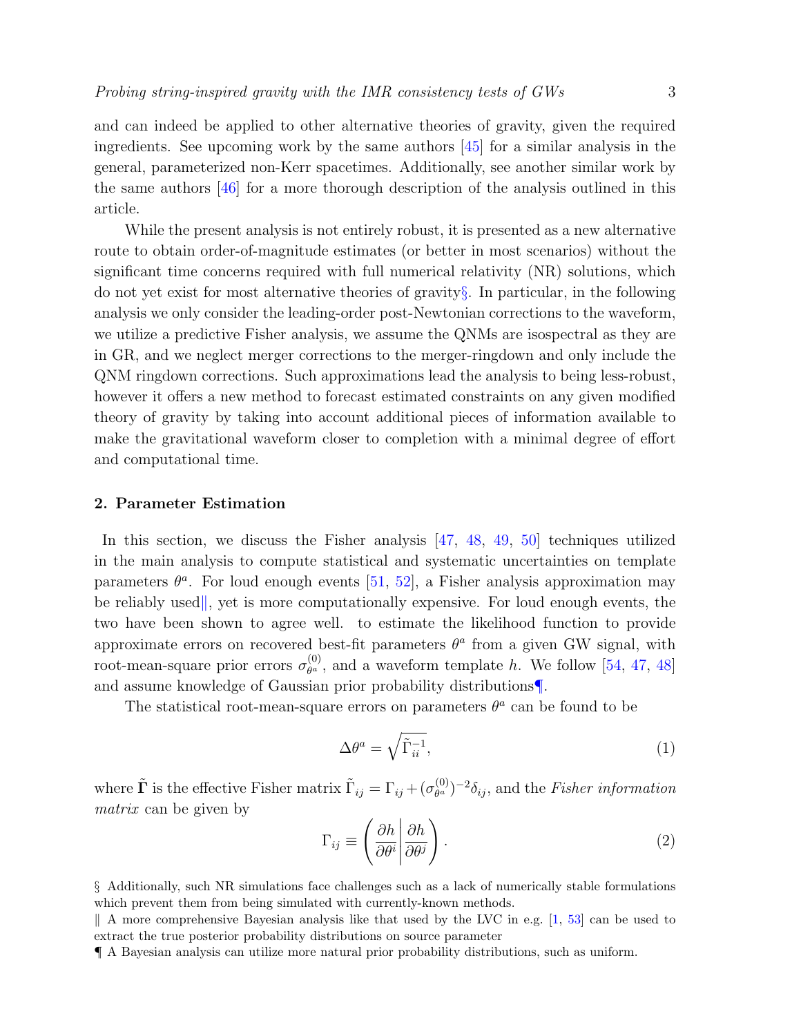and can indeed be applied to other alternative theories of gravity, given the required ingredients. See upcoming work by the same authors [45] for a similar analysis in the general, parameterized non-Kerr spacetimes. Additionally, see another similar work by the same authors [46] for a more thorough description of the analysis outlined in this article.

While the present analysis is not entirely robust, it is presented as a new alternative route to obtain order-of-magnitude estimates (or better in most scenarios) without the significant time concerns required with full numerical relativity (NR) solutions, which do not yet exist for most alternative theories of gravity§. In particular, in the following analysis we only consider the leading-order post-Newtonian corrections to the waveform, we utilize a predictive Fisher analysis, we assume the QNMs are isospectral as they are in GR, and we neglect merger corrections to the merger-ringdown and only include the QNM ringdown corrections. Such approximations lead the analysis to being less-robust, however it offers a new method to forecast estimated constraints on any given modified theory of gravity by taking into account additional pieces of information available to make the gravitational waveform closer to completion with a minimal degree of effort and computational time.

## 2. Parameter Estimation

In this section, we discuss the Fisher analysis [47, 48, 49, 50] techniques utilized in the main analysis to compute statistical and systematic uncertainties on template parameters $\theta^a$. For loud enough events [51, 52], a Fisher analysis approximation may be reliably used‖, yet is more computationally expensive. For loud enough events, the two have been shown to agree well. to estimate the likelihood function to provide approximate errors on recovered best-fit parameters $\theta^a$ from a given GW signal, with root-mean-square prior errors $\sigma^{(0)}_{\theta^a}$, and a waveform template $h$. We follow [54, 47, 48] and assume knowledge of Gaussian prior probability distributions¶.

The statistical root-mean-square errors on parameters $\theta^a$ can be found to be

$$\Delta\theta^a = \sqrt{\tilde{\Gamma}^{-1}_{ii}}, \tag{1}$$

where $\tilde{\mathbf{\Gamma}}$ is the effective Fisher matrix $\tilde{\Gamma}_{ij} = \Gamma_{ij} + (\sigma^{(0)}_{\theta^a})^{-2}\delta_{ij}$, and the *Fisher information matrix* can be given by

$$\Gamma_{ij} \equiv \left( \frac{\partial h}{\partial \theta^i} \middle| \frac{\partial h}{\partial \theta^j} \right). \tag{2}$$

§ Additionally, such NR simulations face challenges such as a lack of numerically stable formulations which prevent them from being simulated with currently-known methods.

‖ A more comprehensive Bayesian analysis like that used by the LVC in e.g. [1, 53] can be used to extract the true posterior probability distributions on source parameter

¶ A Bayesian analysis can utilize more natural prior probability distributions, such as uniform.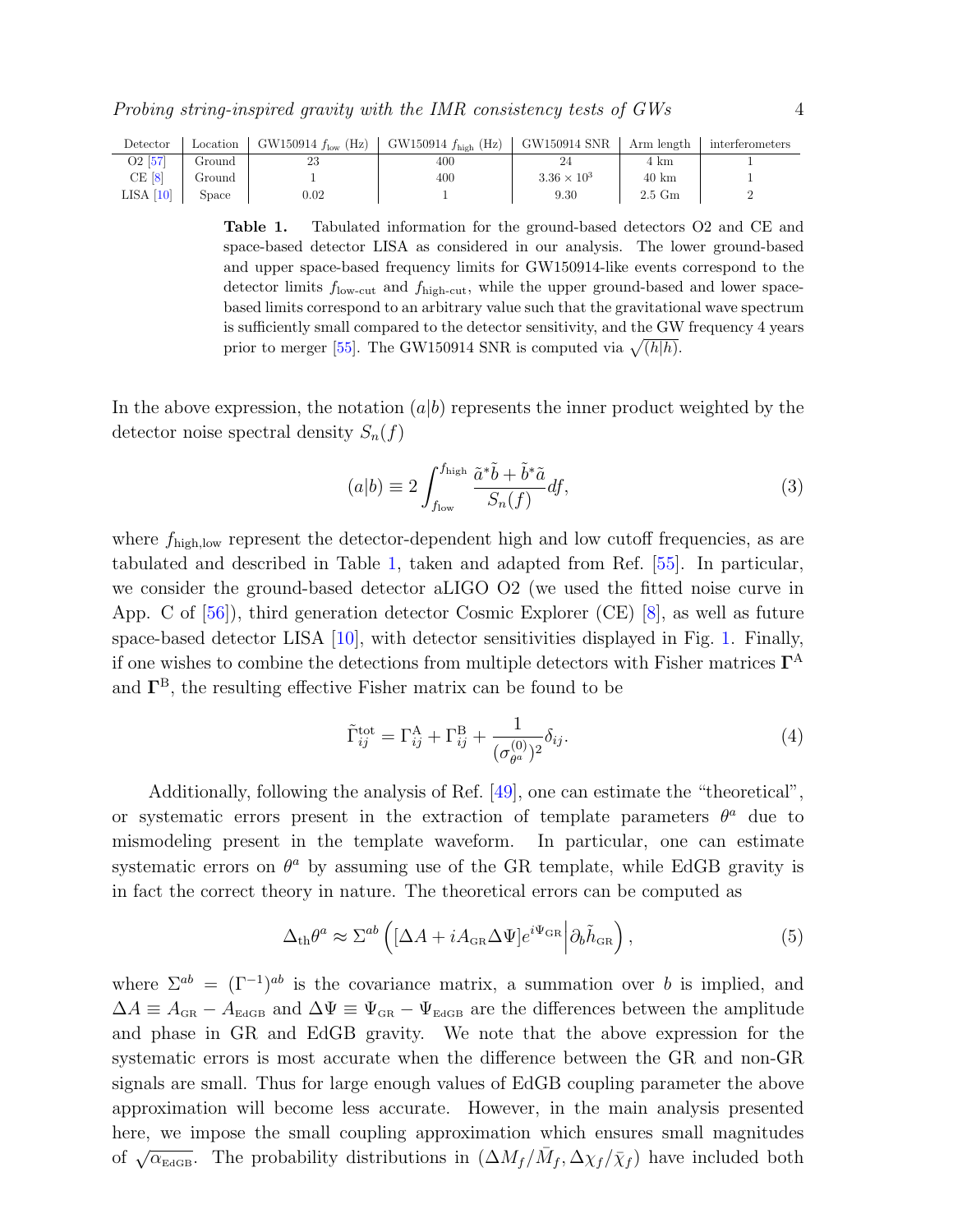| Detector | Location | GW150914 $f_{\text{low}}$ (Hz) | GW150914 $f_{\text{high}}$ (Hz) | GW150914 SNR | Arm length | interferometers |
|---|---|---|---|---|---|---|
| O2 [57] | Ground | 23 | 400 | 24 | 4 km | 1 |
| CE [8] | Ground | 1 | 400 | $3.36 \times 10^3$ | 40 km | 1 |
| LISA [10] | Space | 0.02 | 1 | 9.30 | 2.5 Gm | 2 |

**Table 1.** Tabulated information for the ground-based detectors O2 and CE and space-based detector LISA as considered in our analysis. The lower ground-based and upper space-based frequency limits for GW150914-like events correspond to the detector limits $f_{\text{low-cut}}$ and $f_{\text{high-cut}}$, while the upper ground-based and lower space-based limits correspond to an arbitrary value such that the gravitational wave spectrum is sufficiently small compared to the detector sensitivity, and the GW frequency 4 years prior to merger [55]. The GW150914 SNR is computed via $\sqrt{(h|h)}$.

In the above expression, the notation $(a|b)$ represents the inner product weighted by the detector noise spectral density $S_n(f)$

$$(a|b) \equiv 2 \int_{f_{\text{low}}}^{f_{\text{high}}} \frac{\tilde{a}^* \tilde{b} + \tilde{b}^* \tilde{a}}{S_n(f)} df, \tag{3}$$

where $f_{\text{high,low}}$ represent the detector-dependent high and low cutoff frequencies, as are tabulated and described in Table 1, taken and adapted from Ref. [55]. In particular, we consider the ground-based detector aLIGO O2 (we used the fitted noise curve in App. C of [56]), third generation detector Cosmic Explorer (CE) [8], as well as future space-based detector LISA [10], with detector sensitivities displayed in Fig. 1. Finally, if one wishes to combine the detections from multiple detectors with Fisher matrices $\boldsymbol{\Gamma}^{\text{A}}$ and $\boldsymbol{\Gamma}^{\text{B}}$, the resulting effective Fisher matrix can be found to be

$$\tilde{\Gamma}_{ij}^{\text{tot}} = \Gamma_{ij}^{\text{A}} + \Gamma_{ij}^{\text{B}} + \frac{1}{(\sigma_{\theta^a}^{(0)})^2} \delta_{ij}. \tag{4}$$

Additionally, following the analysis of Ref. [49], one can estimate the "theoretical", or systematic errors present in the extraction of template parameters $\theta^a$ due to mismodeling present in the template waveform. In particular, one can estimate systematic errors on $\theta^a$ by assuming use of the GR template, while EdGB gravity is in fact the correct theory in nature. The theoretical errors can be computed as

$$\Delta_{\text{th}} \theta^a \approx \Sigma^{ab} \left( [\Delta A + i A_{\text{GR}} \Delta \Psi] e^{i \Psi_{\text{GR}}} \middle| \partial_b \tilde{h}_{\text{GR}} \right), \tag{5}$$

where $\Sigma^{ab} = (\Gamma^{-1})^{ab}$ is the covariance matrix, a summation over $b$ is implied, and $\Delta A \equiv A_{\text{GR}} - A_{\text{EdGB}}$ and $\Delta \Psi \equiv \Psi_{\text{GR}} - \Psi_{\text{EdGB}}$ are the differences between the amplitude and phase in GR and EdGB gravity. We note that the above expression for the systematic errors is most accurate when the difference between the GR and non-GR signals are small. Thus for large enough values of EdGB coupling parameter the above approximation will become less accurate. However, in the main analysis presented here, we impose the small coupling approximation which ensures small magnitudes of $\sqrt{\alpha_{\text{EdGB}}}$. The probability distributions in $(\Delta M_f / \bar{M}_f, \Delta \chi_f / \bar{\chi}_f)$ have included both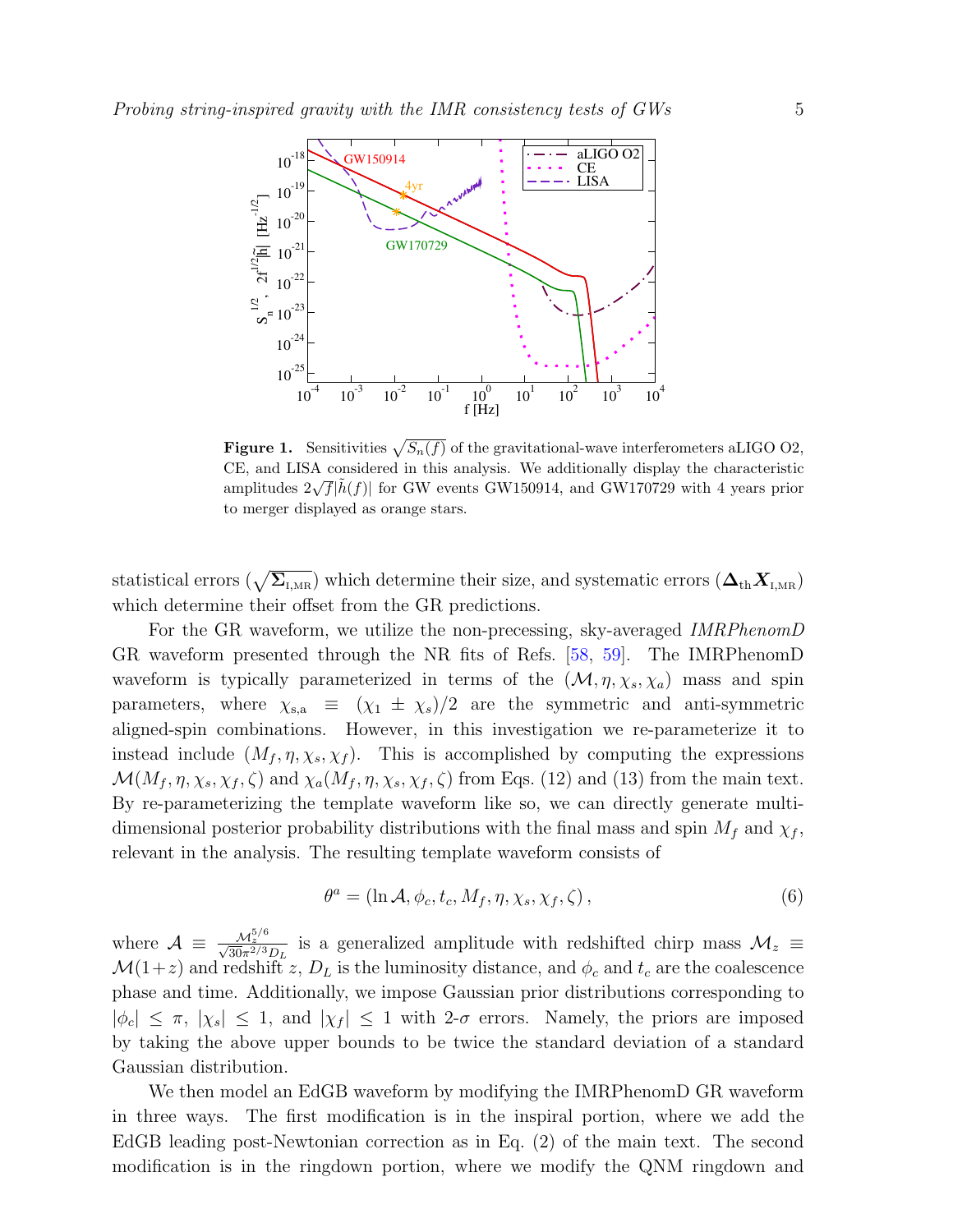$10^{-18}$
$10^{-19}$
$10^{-20}$
$10^{-21}$
$10^{-22}$
$10^{-23}$
$10^{-24}$
$10^{-25}$
$S_n^{1/2}$ , $2f^{1/2}|\tilde{h}|$ [Hz$^{-1/2}$]
$10^{-4}$ $10^{-3}$ $10^{-2}$ $10^{-1}$ $10^{0}$ $10^{1}$ $10^{2}$ $10^{3}$ $10^{4}$
f [Hz]
GW150914
GW170729
4yr
aLIGO O2
CE
LISA

**Figure 1.** Sensitivities $\sqrt{S_n(f)}$ of the gravitational-wave interferometers aLIGO O2, CE, and LISA considered in this analysis. We additionally display the characteristic amplitudes $2\sqrt{f}|\tilde{h}(f)|$ for GW events GW150914, and GW170729 with 4 years prior to merger displayed as orange stars.

statistical errors ($\sqrt{\mathbf{\Sigma}_{\rm I,MR}}$) which determine their size, and systematic errors ($\mathbf{\Delta}_{\rm th}\boldsymbol{X}_{\rm I,MR}$) which determine their offset from the GR predictions.

For the GR waveform, we utilize the non-precessing, sky-averaged *IMRPhenomD* GR waveform presented through the NR fits of Refs. [58, 59]. The IMRPhenomD waveform is typically parameterized in terms of the $(\mathcal{M}, \eta, \chi_s, \chi_a)$ mass and spin parameters, where $\chi_{\rm s,a} \equiv (\chi_1 \pm \chi_s)/2$ are the symmetric and anti-symmetric aligned-spin combinations. However, in this investigation we re-parameterize it to instead include $(M_f, \eta, \chi_s, \chi_f)$. This is accomplished by computing the expressions $\mathcal{M}(M_f, \eta, \chi_s, \chi_f, \zeta)$ and $\chi_a(M_f, \eta, \chi_s, \chi_f, \zeta)$ from Eqs. (12) and (13) from the main text. By re-parameterizing the template waveform like so, we can directly generate multi-dimensional posterior probability distributions with the final mass and spin $M_f$ and $\chi_f$, relevant in the analysis. The resulting template waveform consists of

$$\theta^a = (\ln \mathcal{A}, \phi_c, t_c, M_f, \eta, \chi_s, \chi_f, \zeta)\,, \tag{6}$$

where $\mathcal{A} \equiv \frac{\mathcal{M}_z^{5/6}}{\sqrt{30}\pi^{2/3}D_L}$ is a generalized amplitude with redshifted chirp mass $\mathcal{M}_z \equiv \mathcal{M}(1+z)$ and redshift $z$, $D_L$ is the luminosity distance, and $\phi_c$ and $t_c$ are the coalescence phase and time. Additionally, we impose Gaussian prior distributions corresponding to $|\phi_c| \leq \pi$, $|\chi_s| \leq 1$, and $|\chi_f| \leq 1$ with 2-$\sigma$ errors. Namely, the priors are imposed by taking the above upper bounds to be twice the standard deviation of a standard Gaussian distribution.

We then model an EdGB waveform by modifying the IMRPhenomD GR waveform in three ways. The first modification is in the inspiral portion, where we add the EdGB leading post-Newtonian correction as in Eq. (2) of the main text. The second modification is in the ringdown portion, where we modify the QNM ringdown and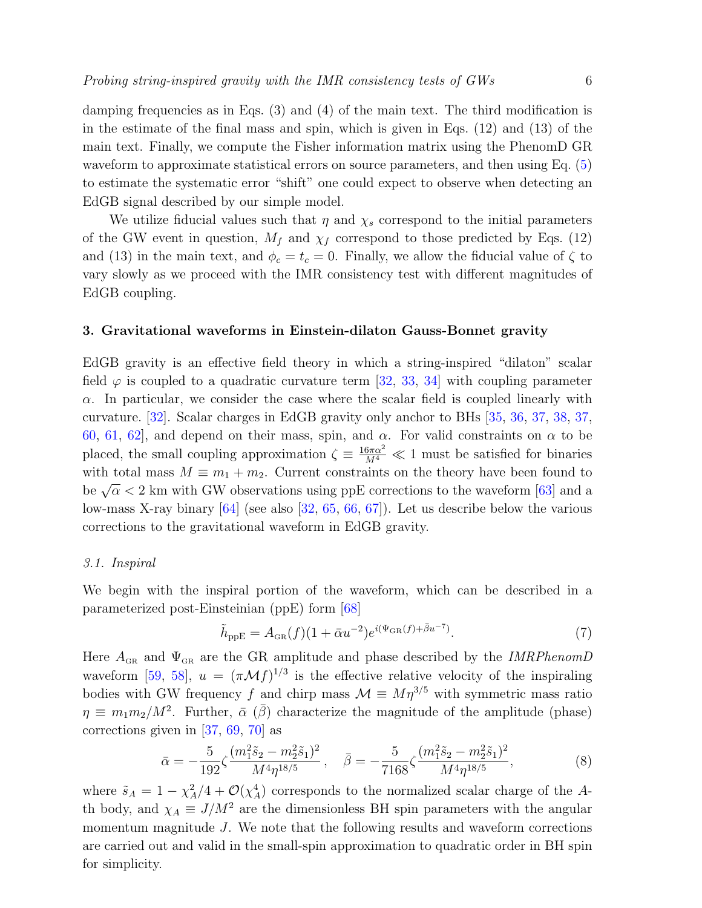damping frequencies as in Eqs. (3) and (4) of the main text. The third modification is in the estimate of the final mass and spin, which is given in Eqs. (12) and (13) of the main text. Finally, we compute the Fisher information matrix using the PhenomD GR waveform to approximate statistical errors on source parameters, and then using Eq. (5) to estimate the systematic error "shift" one could expect to observe when detecting an EdGB signal described by our simple model.

We utilize fiducial values such that $\eta$ and $\chi_s$ correspond to the initial parameters of the GW event in question, $M_f$ and $\chi_f$ correspond to those predicted by Eqs. (12) and (13) in the main text, and $\phi_c = t_c = 0$. Finally, we allow the fiducial value of $\zeta$ to vary slowly as we proceed with the IMR consistency test with different magnitudes of EdGB coupling.

## 3. Gravitational waveforms in Einstein-dilaton Gauss-Bonnet gravity

EdGB gravity is an effective field theory in which a string-inspired "dilaton" scalar field $\varphi$ is coupled to a quadratic curvature term [32, 33, 34] with coupling parameter $\alpha$. In particular, we consider the case where the scalar field is coupled linearly with curvature. [32]. Scalar charges in EdGB gravity only anchor to BHs [35, 36, 37, 38, 37, 60, 61, 62], and depend on their mass, spin, and $\alpha$. For valid constraints on $\alpha$ to be placed, the small coupling approximation $\zeta \equiv \frac{16\pi\alpha^2}{M^4} \ll 1$ must be satisfied for binaries with total mass $M \equiv m_1 + m_2$. Current constraints on the theory have been found to be $\sqrt{\alpha} < 2$ km with GW observations using ppE corrections to the waveform [63] and a low-mass X-ray binary [64] (see also [32, 65, 66, 67]). Let us describe below the various corrections to the gravitational waveform in EdGB gravity.

### 3.1. Inspiral

We begin with the inspiral portion of the waveform, which can be described in a parameterized post-Einsteinian (ppE) form [68]

$$\tilde{h}_{\rm ppE} = A_{\rm GR}(f)(1 + \bar{\alpha}u^{-2})e^{i(\Psi_{\rm GR}(f) + \bar{\beta}u^{-7})}. \tag{7}$$

Here $A_{\rm GR}$ and $\Psi_{\rm GR}$ are the GR amplitude and phase described by the *IMRPhenomD* waveform [59, 58], $u = (\pi\mathcal{M}f)^{1/3}$ is the effective relative velocity of the inspiraling bodies with GW frequency $f$ and chirp mass $\mathcal{M} \equiv M\eta^{3/5}$ with symmetric mass ratio $\eta \equiv m_1 m_2/M^2$. Further, $\bar{\alpha}$ ($\bar{\beta}$) characterize the magnitude of the amplitude (phase) corrections given in [37, 69, 70] as

$$\bar{\alpha} = -\frac{5}{192}\zeta\frac{(m_1^2\tilde{s}_2 - m_2^2\tilde{s}_1)^2}{M^4\eta^{18/5}}, \quad \bar{\beta} = -\frac{5}{7168}\zeta\frac{(m_1^2\tilde{s}_2 - m_2^2\tilde{s}_1)^2}{M^4\eta^{18/5}}, \tag{8}$$

where $\tilde{s}_A = 1 - \chi_A^2/4 + \mathcal{O}(\chi_A^4)$ corresponds to the normalized scalar charge of the $A$-th body, and $\chi_A \equiv J/M^2$ are the dimensionless BH spin parameters with the angular momentum magnitude $J$. We note that the following results and waveform corrections are carried out and valid in the small-spin approximation to quadratic order in BH spin for simplicity.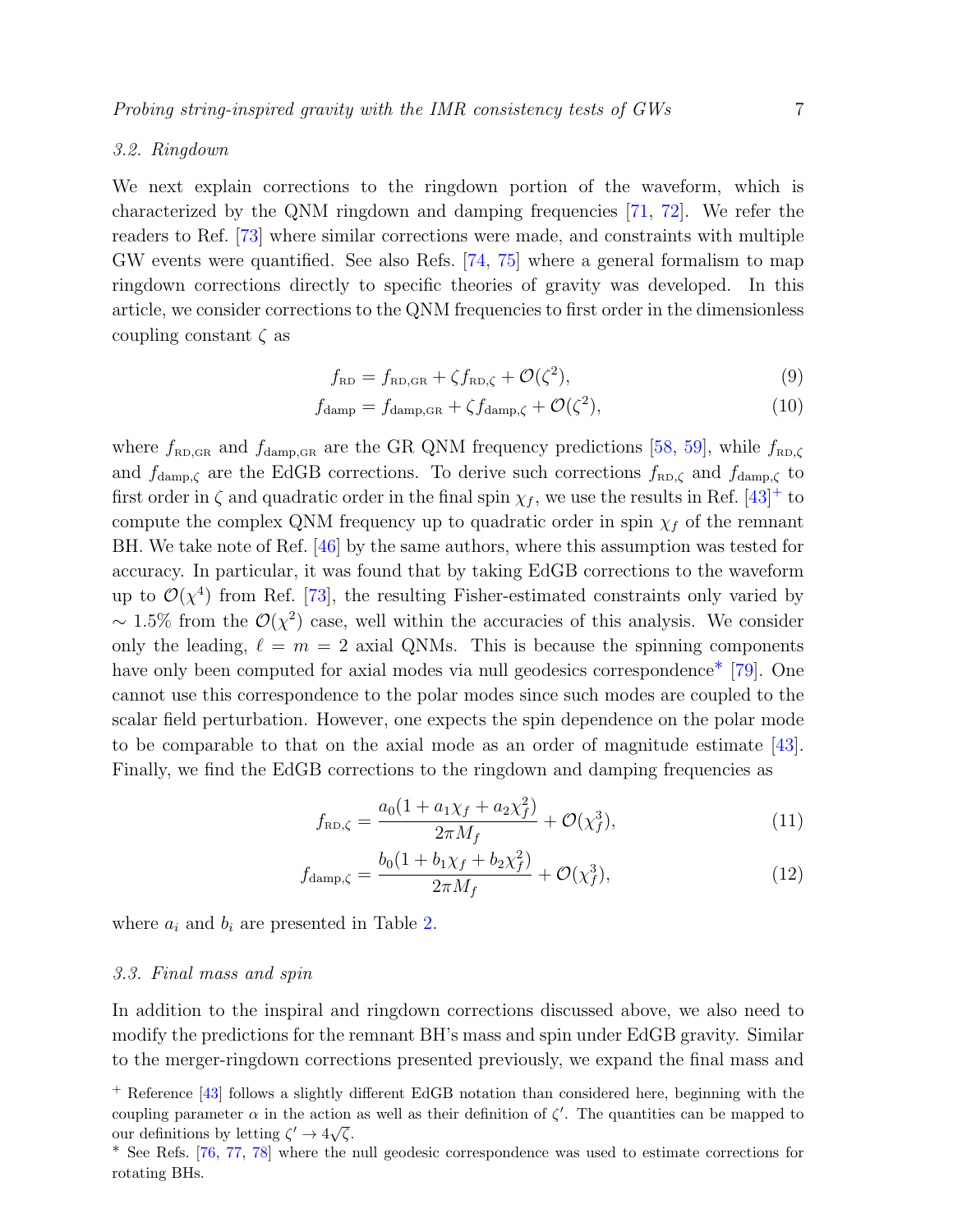### 3.2. Ringdown

We next explain corrections to the ringdown portion of the waveform, which is characterized by the QNM ringdown and damping frequencies [71, 72]. We refer the readers to Ref. [73] where similar corrections were made, and constraints with multiple GW events were quantified. See also Refs. [74, 75] where a general formalism to map ringdown corrections directly to specific theories of gravity was developed. In this article, we consider corrections to the QNM frequencies to first order in the dimensionless coupling constant $\zeta$ as

$$f_{\rm RD} = f_{\rm RD,GR} + \zeta f_{\rm RD,\zeta} + \mathcal{O}(\zeta^2), \tag{9}$$

$$f_{\rm damp} = f_{\rm damp,GR} + \zeta f_{\rm damp,\zeta} + \mathcal{O}(\zeta^2), \tag{10}$$

where $f_{\rm RD,GR}$ and $f_{\rm damp,GR}$ are the GR QNM frequency predictions [58, 59], while $f_{\rm RD,\zeta}$ and $f_{\rm damp,\zeta}$ are the EdGB corrections. To derive such corrections $f_{\rm RD,\zeta}$ and $f_{\rm damp,\zeta}$ to first order in $\zeta$ and quadratic order in the final spin $\chi_f$, we use the results in Ref. [43]+ to compute the complex QNM frequency up to quadratic order in spin $\chi_f$ of the remnant BH. We take note of Ref. [46] by the same authors, where this assumption was tested for accuracy. In particular, it was found that by taking EdGB corrections to the waveform up to $\mathcal{O}(\chi^4)$ from Ref. [73], the resulting Fisher-estimated constraints only varied by $\sim 1.5\%$ from the $\mathcal{O}(\chi^2)$ case, well within the accuracies of this analysis. We consider only the leading, $\ell = m = 2$ axial QNMs. This is because the spinning components have only been computed for axial modes via null geodesics correspondence* [79]. One cannot use this correspondence to the polar modes since such modes are coupled to the scalar field perturbation. However, one expects the spin dependence on the polar mode to be comparable to that on the axial mode as an order of magnitude estimate [43]. Finally, we find the EdGB corrections to the ringdown and damping frequencies as

$$f_{\rm RD,\zeta} = \frac{a_0(1 + a_1\chi_f + a_2\chi_f^2)}{2\pi M_f} + \mathcal{O}(\chi_f^3), \tag{11}$$

$$f_{\rm damp,\zeta} = \frac{b_0(1 + b_1\chi_f + b_2\chi_f^2)}{2\pi M_f} + \mathcal{O}(\chi_f^3), \tag{12}$$

where $a_i$ and $b_i$ are presented in Table 2.

### 3.3. Final mass and spin

In addition to the inspiral and ringdown corrections discussed above, we also need to modify the predictions for the remnant BH's mass and spin under EdGB gravity. Similar to the merger-ringdown corrections presented previously, we expand the final mass and

+ Reference [43] follows a slightly different EdGB notation than considered here, beginning with the coupling parameter $\alpha$ in the action as well as their definition of $\zeta'$. The quantities can be mapped to our definitions by letting $\zeta' \to 4\sqrt{\zeta}$.

* See Refs. [76, 77, 78] where the null geodesic correspondence was used to estimate corrections for rotating BHs.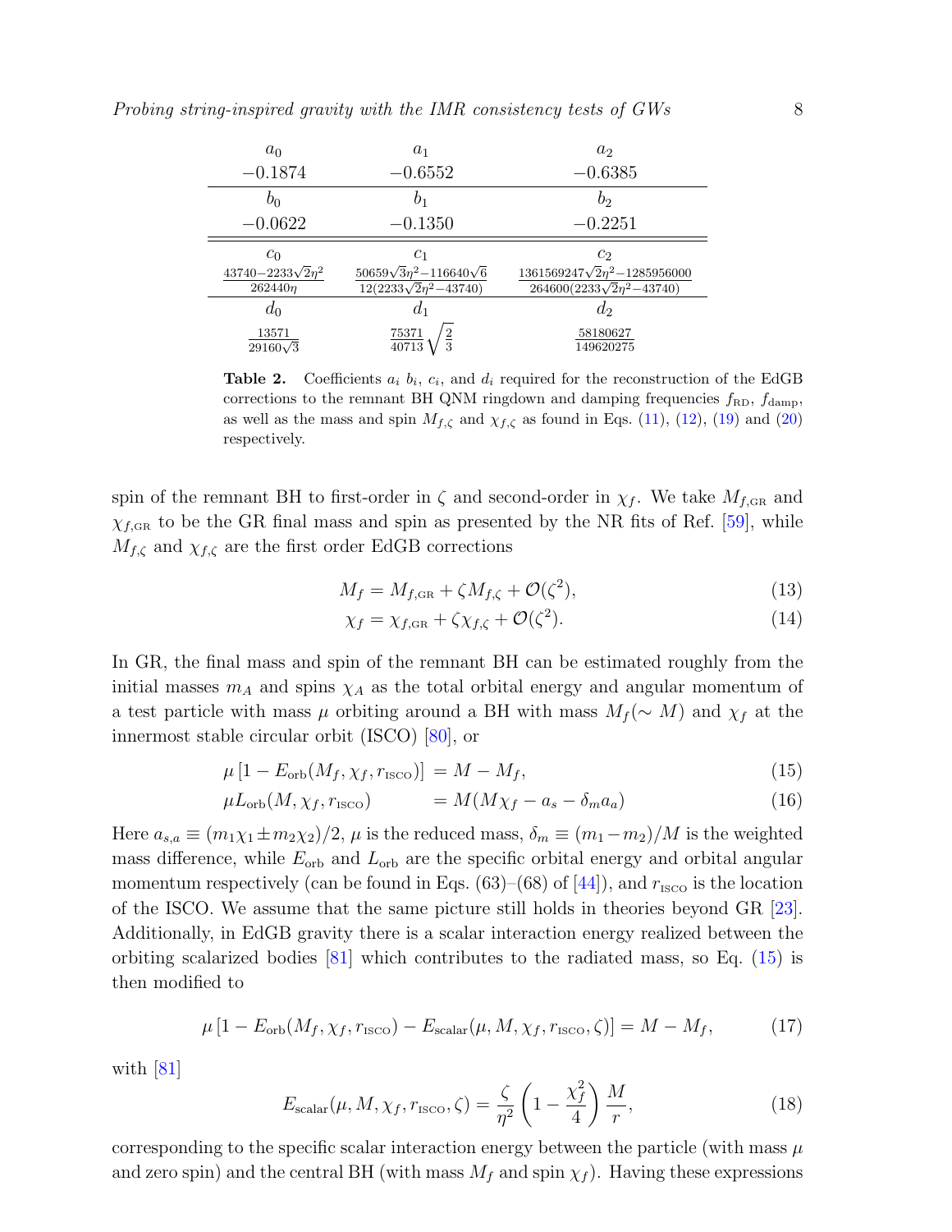| $a_0$ | $a_1$ | $a_2$ |
|---|---|---|
| $-0.1874$ | $-0.6552$ | $-0.6385$ |
| $b_0$ | $b_1$ | $b_2$ |
| $-0.0622$ | $-0.1350$ | $-0.2251$ |
| $c_0$ | $c_1$ | $c_2$ |
| $\frac{43740-2233\sqrt{2}\eta^2}{262440\eta}$ | $\frac{50659\sqrt{3}\eta^2-116640\sqrt{6}}{12(2233\sqrt{2}\eta^2-43740)}$ | $\frac{1361569247\sqrt{2}\eta^2-1285956000}{264600(2233\sqrt{2}\eta^2-43740)}$ |
| $d_0$ | $d_1$ | $d_2$ |
| $\frac{13571}{29160\sqrt{3}}$ | $\frac{75371}{40713}\sqrt{\frac{2}{3}}$ | $\frac{58180627}{149620275}$ |

**Table 2.** Coefficients $a_i$ $b_i$, $c_i$, and $d_i$ required for the reconstruction of the EdGB corrections to the remnant BH QNM ringdown and damping frequencies $f_{\rm RD}$, $f_{\rm damp}$, as well as the mass and spin $M_{f,\zeta}$ and $\chi_{f,\zeta}$ as found in Eqs. (11), (12), (19) and (20) respectively.

spin of the remnant BH to first-order in $\zeta$ and second-order in $\chi_f$. We take $M_{f,\rm GR}$ and $\chi_{f,\rm GR}$ to be the GR final mass and spin as presented by the NR fits of Ref. [59], while $M_{f,\zeta}$ and $\chi_{f,\zeta}$ are the first order EdGB corrections

$$M_f = M_{f,\rm GR} + \zeta M_{f,\zeta} + \mathcal{O}(\zeta^2), \tag{13}$$

$$\chi_f = \chi_{f,\rm GR} + \zeta \chi_{f,\zeta} + \mathcal{O}(\zeta^2). \tag{14}$$

In GR, the final mass and spin of the remnant BH can be estimated roughly from the initial masses $m_A$ and spins $\chi_A$ as the total orbital energy and angular momentum of a test particle with mass $\mu$ orbiting around a BH with mass $M_f(\sim M)$ and $\chi_f$ at the innermost stable circular orbit (ISCO) [80], or

$$\mu\left[1 - E_{\rm orb}(M_f, \chi_f, r_{\rm ISCO})\right] = M - M_f, \tag{15}$$

$$\mu L_{\rm orb}(M, \chi_f, r_{\rm ISCO}) = M(M\chi_f - a_s - \delta_m a_a) \tag{16}$$

Here $a_{s,a} \equiv (m_1\chi_1 \pm m_2\chi_2)/2$, $\mu$ is the reduced mass, $\delta_m \equiv (m_1 - m_2)/M$ is the weighted mass difference, while $E_{\rm orb}$ and $L_{\rm orb}$ are the specific orbital energy and orbital angular momentum respectively (can be found in Eqs. (63)–(68) of [44]), and $r_{\rm ISCO}$ is the location of the ISCO. We assume that the same picture still holds in theories beyond GR [23]. Additionally, in EdGB gravity there is a scalar interaction energy realized between the orbiting scalarized bodies [81] which contributes to the radiated mass, so Eq. (15) is then modified to

$$\mu\left[1 - E_{\rm orb}(M_f, \chi_f, r_{\rm ISCO}) - E_{\rm scalar}(\mu, M, \chi_f, r_{\rm ISCO}, \zeta)\right] = M - M_f, \tag{17}$$

with [81]

$$E_{\rm scalar}(\mu, M, \chi_f, r_{\rm ISCO}, \zeta) = \frac{\zeta}{\eta^2}\left(1 - \frac{\chi_f^2}{4}\right)\frac{M}{r}, \tag{18}$$

corresponding to the specific scalar interaction energy between the particle (with mass $\mu$ and zero spin) and the central BH (with mass $M_f$ and spin $\chi_f$). Having these expressions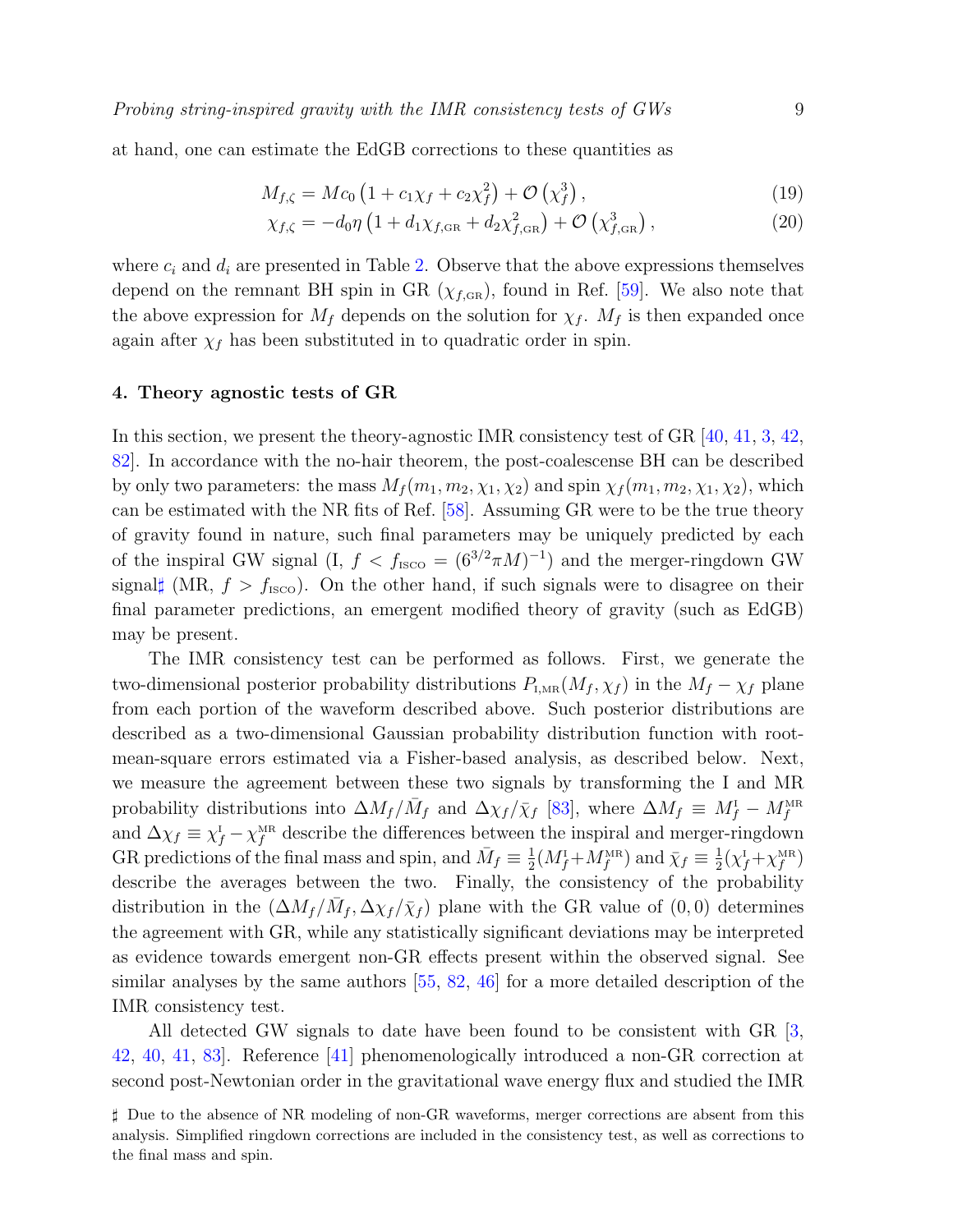at hand, one can estimate the EdGB corrections to these quantities as

$$M_{f,\zeta} = M c_0 \left(1 + c_1 \chi_f + c_2 \chi_f^2\right) + \mathcal{O}\left(\chi_f^3\right), \tag{19}$$

$$\chi_{f,\zeta} = -d_0 \eta \left(1 + d_1 \chi_{f,\mathrm{GR}} + d_2 \chi_{f,\mathrm{GR}}^2\right) + \mathcal{O}\left(\chi_{f,\mathrm{GR}}^3\right), \tag{20}$$

where $c_i$ and $d_i$ are presented in Table 2. Observe that the above expressions themselves depend on the remnant BH spin in GR ($\chi_{f,\mathrm{GR}}$), found in Ref. [59]. We also note that the above expression for $M_f$ depends on the solution for $\chi_f$. $M_f$ is then expanded once again after $\chi_f$ has been substituted in to quadratic order in spin.

## 4. Theory agnostic tests of GR

In this section, we present the theory-agnostic IMR consistency test of GR [40, 41, 3, 42, 82]. In accordance with the no-hair theorem, the post-coalescense BH can be described by only two parameters: the mass $M_f(m_1, m_2, \chi_1, \chi_2)$ and spin $\chi_f(m_1, m_2, \chi_1, \chi_2)$, which can be estimated with the NR fits of Ref. [58]. Assuming GR were to be the true theory of gravity found in nature, such final parameters may be uniquely predicted by each of the inspiral GW signal (I, $f < f_{\mathrm{ISCO}} = (6^{3/2}\pi M)^{-1}$) and the merger-ringdown GW signal♯ (MR, $f > f_{\mathrm{ISCO}}$). On the other hand, if such signals were to disagree on their final parameter predictions, an emergent modified theory of gravity (such as EdGB) may be present.

The IMR consistency test can be performed as follows. First, we generate the two-dimensional posterior probability distributions $P_{\mathrm{I,MR}}(M_f, \chi_f)$ in the $M_f - \chi_f$ plane from each portion of the waveform described above. Such posterior distributions are described as a two-dimensional Gaussian probability distribution function with root-mean-square errors estimated via a Fisher-based analysis, as described below. Next, we measure the agreement between these two signals by transforming the I and MR probability distributions into $\Delta M_f/\bar{M}_f$ and $\Delta\chi_f/\bar{\chi}_f$ [83], where $\Delta M_f \equiv M_f^{\mathrm{I}} - M_f^{\mathrm{MR}}$ and $\Delta\chi_f \equiv \chi_f^{\mathrm{I}} - \chi_f^{\mathrm{MR}}$ describe the differences between the inspiral and merger-ringdown GR predictions of the final mass and spin, and $\bar{M}_f \equiv \frac{1}{2}(M_f^{\mathrm{I}} + M_f^{\mathrm{MR}})$ and $\bar{\chi}_f \equiv \frac{1}{2}(\chi_f^{\mathrm{I}} + \chi_f^{\mathrm{MR}})$ describe the averages between the two. Finally, the consistency of the probability distribution in the $(\Delta M_f/\bar{M}_f, \Delta\chi_f/\bar{\chi}_f)$ plane with the GR value of $(0,0)$ determines the agreement with GR, while any statistically significant deviations may be interpreted as evidence towards emergent non-GR effects present within the observed signal. See similar analyses by the same authors [55, 82, 46] for a more detailed description of the IMR consistency test.

All detected GW signals to date have been found to be consistent with GR [3, 42, 40, 41, 83]. Reference [41] phenomenologically introduced a non-GR correction at second post-Newtonian order in the gravitational wave energy flux and studied the IMR

♯ Due to the absence of NR modeling of non-GR waveforms, merger corrections are absent from this analysis. Simplified ringdown corrections are included in the consistency test, as well as corrections to the final mass and spin.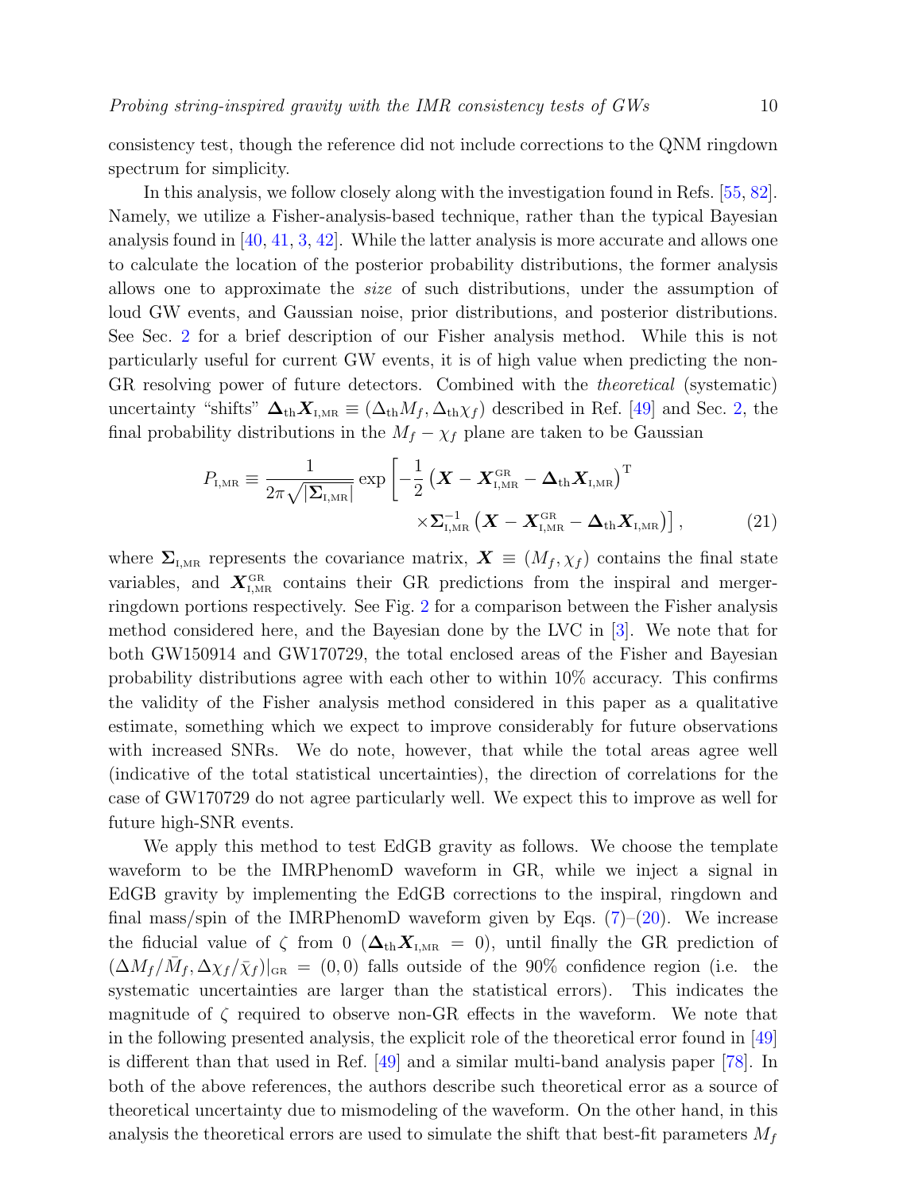consistency test, though the reference did not include corrections to the QNM ringdown spectrum for simplicity.

In this analysis, we follow closely along with the investigation found in Refs. [55, 82]. Namely, we utilize a Fisher-analysis-based technique, rather than the typical Bayesian analysis found in [40, 41, 3, 42]. While the latter analysis is more accurate and allows one to calculate the location of the posterior probability distributions, the former analysis allows one to approximate the *size* of such distributions, under the assumption of loud GW events, and Gaussian noise, prior distributions, and posterior distributions. See Sec. 2 for a brief description of our Fisher analysis method. While this is not particularly useful for current GW events, it is of high value when predicting the non-GR resolving power of future detectors. Combined with the *theoretical* (systematic) uncertainty "shifts" $\boldsymbol{\Delta}_{\rm th}\boldsymbol{X}_{\rm I,MR} \equiv (\Delta_{\rm th} M_f, \Delta_{\rm th}\chi_f)$ described in Ref. [49] and Sec. 2, the final probability distributions in the $M_f - \chi_f$ plane are taken to be Gaussian

$$
P_{\rm I,MR} \equiv \frac{1}{2\pi\sqrt{|\boldsymbol{\Sigma}_{\rm I,MR}|}} \exp\left[-\frac{1}{2}\left(\boldsymbol{X} - \boldsymbol{X}^{\rm GR}_{\rm I,MR} - \boldsymbol{\Delta}_{\rm th}\boldsymbol{X}_{\rm I,MR}\right)^{\rm T} \times \boldsymbol{\Sigma}^{-1}_{\rm I,MR}\left(\boldsymbol{X} - \boldsymbol{X}^{\rm GR}_{\rm I,MR} - \boldsymbol{\Delta}_{\rm th}\boldsymbol{X}_{\rm I,MR}\right)\right], \tag{21}
$$

where $\boldsymbol{\Sigma}_{\rm I,MR}$ represents the covariance matrix, $\boldsymbol{X} \equiv (M_f, \chi_f)$ contains the final state variables, and $\boldsymbol{X}^{\rm GR}_{\rm I,MR}$ contains their GR predictions from the inspiral and merger-ringdown portions respectively. See Fig. 2 for a comparison between the Fisher analysis method considered here, and the Bayesian done by the LVC in [3]. We note that for both GW150914 and GW170729, the total enclosed areas of the Fisher and Bayesian probability distributions agree with each other to within 10% accuracy. This confirms the validity of the Fisher analysis method considered in this paper as a qualitative estimate, something which we expect to improve considerably for future observations with increased SNRs. We do note, however, that while the total areas agree well (indicative of the total statistical uncertainties), the direction of correlations for the case of GW170729 do not agree particularly well. We expect this to improve as well for future high-SNR events.

We apply this method to test EdGB gravity as follows. We choose the template waveform to be the IMRPhenomD waveform in GR, while we inject a signal in EdGB gravity by implementing the EdGB corrections to the inspiral, ringdown and final mass/spin of the IMRPhenomD waveform given by Eqs. (7)–(20). We increase the fiducial value of $\zeta$ from 0 ($\boldsymbol{\Delta}_{\rm th}\boldsymbol{X}_{\rm I,MR} = 0$), until finally the GR prediction of $(\Delta M_f/\bar{M}_f, \Delta\chi_f/\bar{\chi}_f)|_{\rm GR} = (0,0)$ falls outside of the 90% confidence region (i.e. the systematic uncertainties are larger than the statistical errors). This indicates the magnitude of $\zeta$ required to observe non-GR effects in the waveform. We note that in the following presented analysis, the explicit role of the theoretical error found in [49] is different than that used in Ref. [49] and a similar multi-band analysis paper [78]. In both of the above references, the authors describe such theoretical error as a source of theoretical uncertainty due to mismodeling of the waveform. On the other hand, in this analysis the theoretical errors are used to simulate the shift that best-fit parameters $M_f$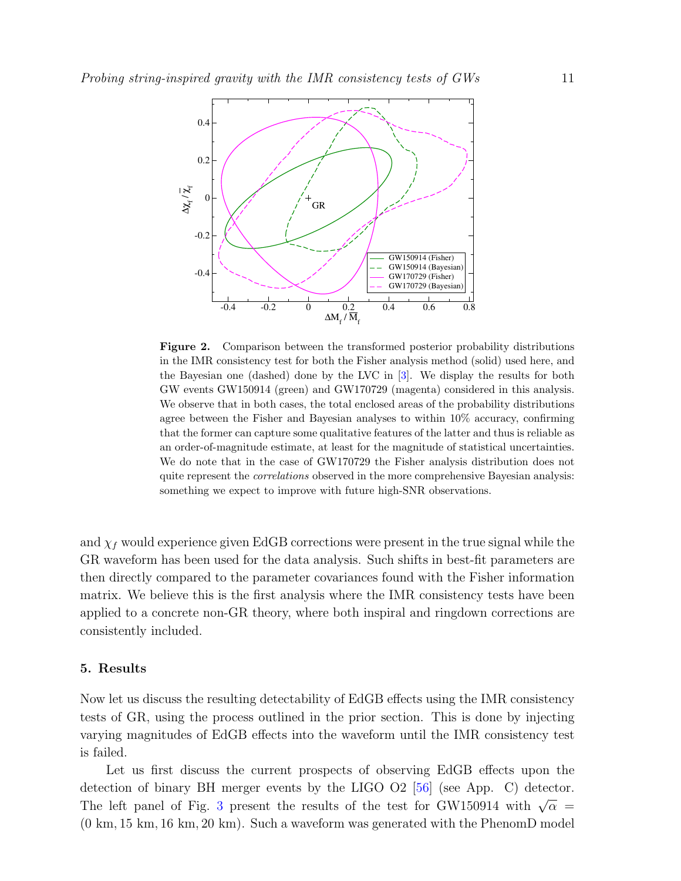-0.4
-0.2
0
0.2
0.4
0.6
0.8
$\Delta M_f / \bar{M}_f$
0.4
0.2
0
-0.2
-0.4
$\Delta \chi_f / \bar{\chi}_f$
GR
GW150914 (Fisher)
GW150914 (Bayesian)
GW170729 (Fisher)
GW170729 (Bayesian)

**Figure 2.** Comparison between the transformed posterior probability distributions in the IMR consistency test for both the Fisher analysis method (solid) used here, and the Bayesian one (dashed) done by the LVC in [3]. We display the results for both GW events GW150914 (green) and GW170729 (magenta) considered in this analysis. We observe that in both cases, the total enclosed areas of the probability distributions agree between the Fisher and Bayesian analyses to within 10% accuracy, confirming that the former can capture some qualitative features of the latter and thus is reliable as an order-of-magnitude estimate, at least for the magnitude of statistical uncertainties. We do note that in the case of GW170729 the Fisher analysis distribution does not quite represent the *correlations* observed in the more comprehensive Bayesian analysis: something we expect to improve with future high-SNR observations.

and $\chi_f$ would experience given EdGB corrections were present in the true signal while the GR waveform has been used for the data analysis. Such shifts in best-fit parameters are then directly compared to the parameter covariances found with the Fisher information matrix. We believe this is the first analysis where the IMR consistency tests have been applied to a concrete non-GR theory, where both inspiral and ringdown corrections are consistently included.

## 5. Results

Now let us discuss the resulting detectability of EdGB effects using the IMR consistency tests of GR, using the process outlined in the prior section. This is done by injecting varying magnitudes of EdGB effects into the waveform until the IMR consistency test is failed.

Let us first discuss the current prospects of observing EdGB effects upon the detection of binary BH merger events by the LIGO O2 [56] (see App. C) detector. The left panel of Fig. 3 present the results of the test for GW150914 with $\sqrt{\alpha}$ = (0 km, 15 km, 16 km, 20 km). Such a waveform was generated with the PhenomD model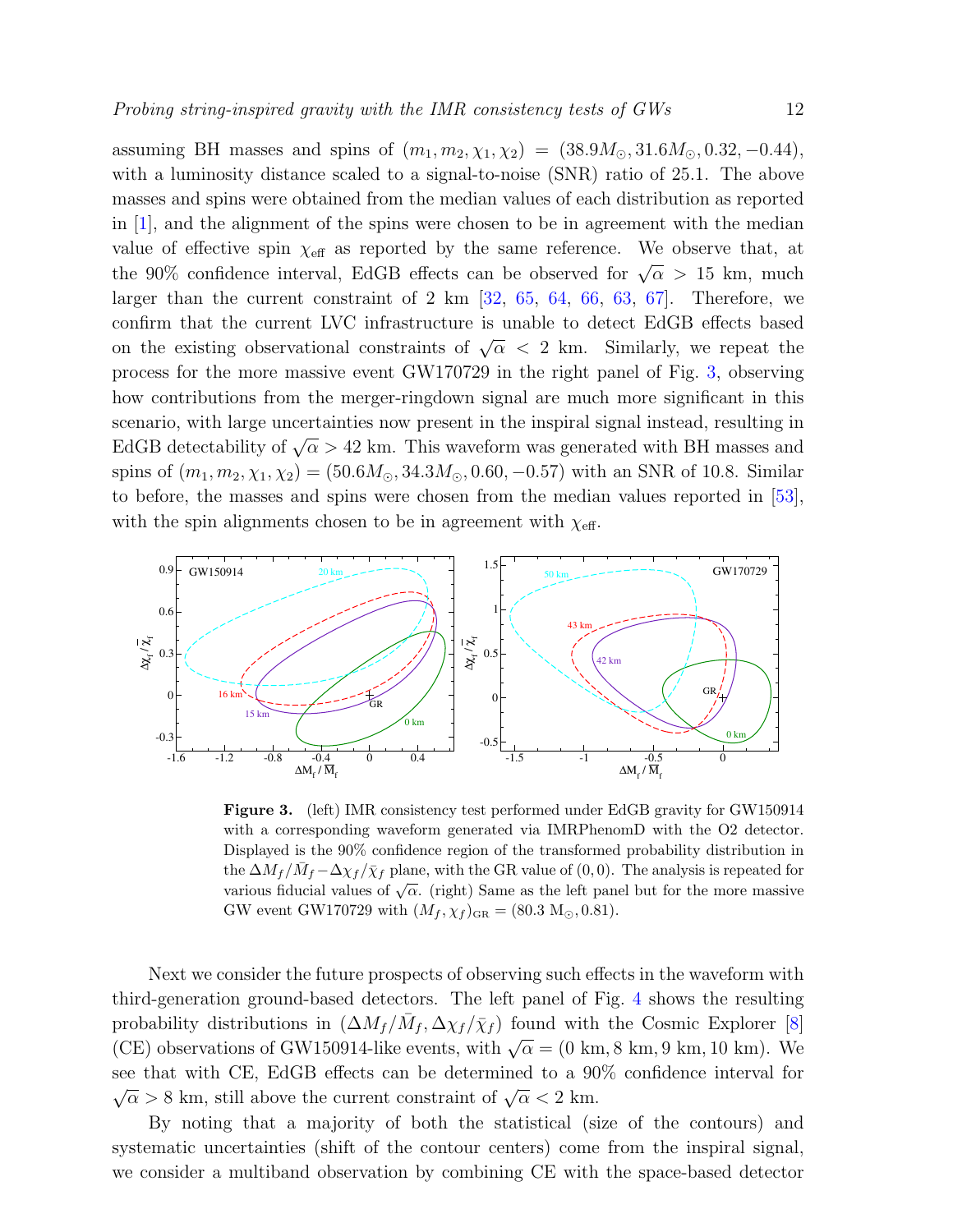assuming BH masses and spins of $(m_1, m_2, \chi_1, \chi_2) = (38.9M_\odot, 31.6M_\odot, 0.32, -0.44)$, with a luminosity distance scaled to a signal-to-noise (SNR) ratio of 25.1. The above masses and spins were obtained from the median values of each distribution as reported in [1], and the alignment of the spins were chosen to be in agreement with the median value of effective spin $\chi_{\rm eff}$ as reported by the same reference. We observe that, at the 90% confidence interval, EdGB effects can be observed for $\sqrt{\alpha} > 15$ km, much larger than the current constraint of 2 km [32, 65, 64, 66, 63, 67]. Therefore, we confirm that the current LVC infrastructure is unable to detect EdGB effects based on the existing observational constraints of $\sqrt{\alpha} < 2$ km. Similarly, we repeat the process for the more massive event GW170729 in the right panel of Fig. 3, observing how contributions from the merger-ringdown signal are much more significant in this scenario, with large uncertainties now present in the inspiral signal instead, resulting in EdGB detectability of $\sqrt{\alpha} > 42$ km. This waveform was generated with BH masses and spins of $(m_1, m_2, \chi_1, \chi_2) = (50.6M_\odot, 34.3M_\odot, 0.60, -0.57)$ with an SNR of 10.8. Similar to before, the masses and spins were chosen from the median values reported in [53], with the spin alignments chosen to be in agreement with $\chi_{\rm eff}$.

GW150914
20 km
16 km
15 km
0 km
GR
$\Delta\chi_f / \bar{\chi}_f$
$\Delta M_f / \bar{M}_f$
0.9
0.6
0.3
0
-0.3
-1.6
-1.2
-0.8
-0.4
0
0.4

GW170729
50 km
43 km
42 km
0 km
GR
$\Delta\chi_f / \bar{\chi}_f$
$\Delta M_f / \bar{M}_f$
1.5
1
0.5
0
-0.5
-1.5
-1
-0.5
0

**Figure 3.** (left) IMR consistency test performed under EdGB gravity for GW150914 with a corresponding waveform generated via IMRPhenomD with the O2 detector. Displayed is the 90% confidence region of the transformed probability distribution in the $\Delta M_f/\bar{M}_f - \Delta\chi_f/\bar{\chi}_f$ plane, with the GR value of $(0, 0)$. The analysis is repeated for various fiducial values of $\sqrt{\alpha}$. (right) Same as the left panel but for the more massive GW event GW170729 with $(M_f, \chi_f)_{\rm GR} = (80.3\ {\rm M}_\odot, 0.81)$.

Next we consider the future prospects of observing such effects in the waveform with third-generation ground-based detectors. The left panel of Fig. 4 shows the resulting probability distributions in $(\Delta M_f/\bar{M}_f, \Delta\chi_f/\bar{\chi}_f)$ found with the Cosmic Explorer [8] (CE) observations of GW150914-like events, with $\sqrt{\alpha} = (0\ {\rm km}, 8\ {\rm km}, 9\ {\rm km}, 10\ {\rm km})$. We see that with CE, EdGB effects can be determined to a 90% confidence interval for $\sqrt{\alpha} > 8$ km, still above the current constraint of $\sqrt{\alpha} < 2$ km.

By noting that a majority of both the statistical (size of the contours) and systematic uncertainties (shift of the contour centers) come from the inspiral signal, we consider a multiband observation by combining CE with the space-based detector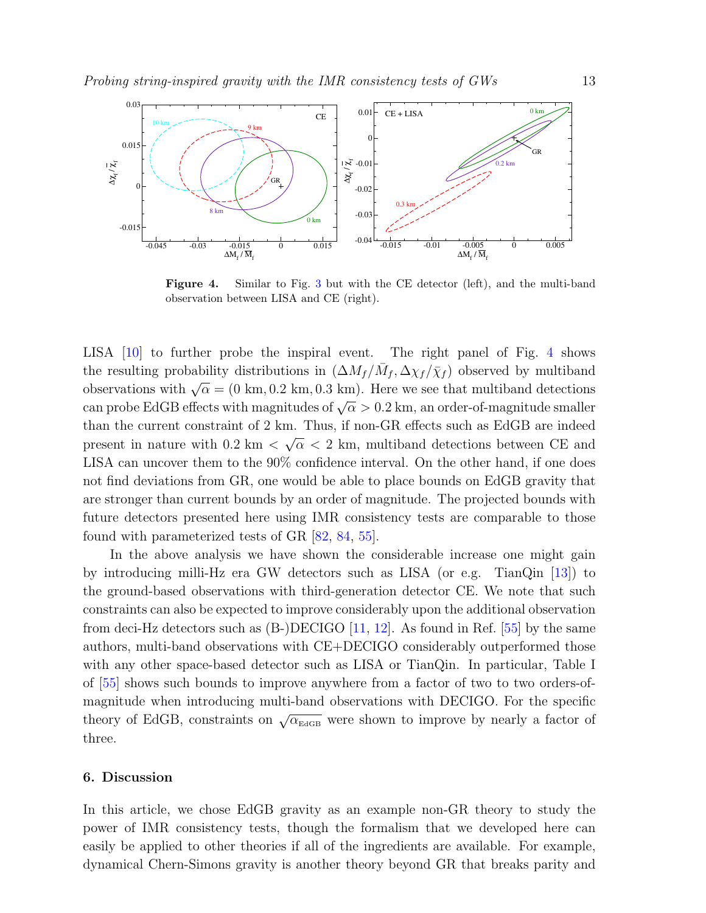CE

10 km

9 km

8 km

0 km

GR

$\Delta\chi_f / \bar{\chi}_f$

$\Delta M_f / \bar{M}_f$

0.03

0.015

0

-0.015

-0.045

-0.03

-0.015

0

0.015

CE + LISA

0 km

0.2 km

0.3 km

GR

$\Delta\chi_f / \bar{\chi}_f$

$\Delta M_f / \bar{M}_f$

0.01

0

-0.01

-0.02

-0.03

-0.04

-0.015

-0.01

-0.005

0

0.005

**Figure 4.** Similar to Fig. 3 but with the CE detector (left), and the multi-band observation between LISA and CE (right).

LISA [10] to further probe the inspiral event. The right panel of Fig. 4 shows the resulting probability distributions in $(\Delta M_f/\bar{M}_f, \Delta\chi_f/\bar{\chi}_f)$ observed by multiband observations with $\sqrt{\alpha} = (0\text{ km}, 0.2\text{ km}, 0.3\text{ km})$. Here we see that multiband detections can probe EdGB effects with magnitudes of $\sqrt{\alpha} > 0.2$ km, an order-of-magnitude smaller than the current constraint of 2 km. Thus, if non-GR effects such as EdGB are indeed present in nature with $0.2\text{ km} < \sqrt{\alpha} < 2$ km, multiband detections between CE and LISA can uncover them to the 90% confidence interval. On the other hand, if one does not find deviations from GR, one would be able to place bounds on EdGB gravity that are stronger than current bounds by an order of magnitude. The projected bounds with future detectors presented here using IMR consistency tests are comparable to those found with parameterized tests of GR [82, 84, 55].

In the above analysis we have shown the considerable increase one might gain by introducing milli-Hz era GW detectors such as LISA (or e.g. TianQin [13]) to the ground-based observations with third-generation detector CE. We note that such constraints can also be expected to improve considerably upon the additional observation from deci-Hz detectors such as (B-)DECIGO [11, 12]. As found in Ref. [55] by the same authors, multi-band observations with CE+DECIGO considerably outperformed those with any other space-based detector such as LISA or TianQin. In particular, Table I of [55] shows such bounds to improve anywhere from a factor of two to two orders-of-magnitude when introducing multi-band observations with DECIGO. For the specific theory of EdGB, constraints on $\sqrt{\alpha_{\text{EdGB}}}$ were shown to improve by nearly a factor of three.

## 6. Discussion

In this article, we chose EdGB gravity as an example non-GR theory to study the power of IMR consistency tests, though the formalism that we developed here can easily be applied to other theories if all of the ingredients are available. For example, dynamical Chern-Simons gravity is another theory beyond GR that breaks parity and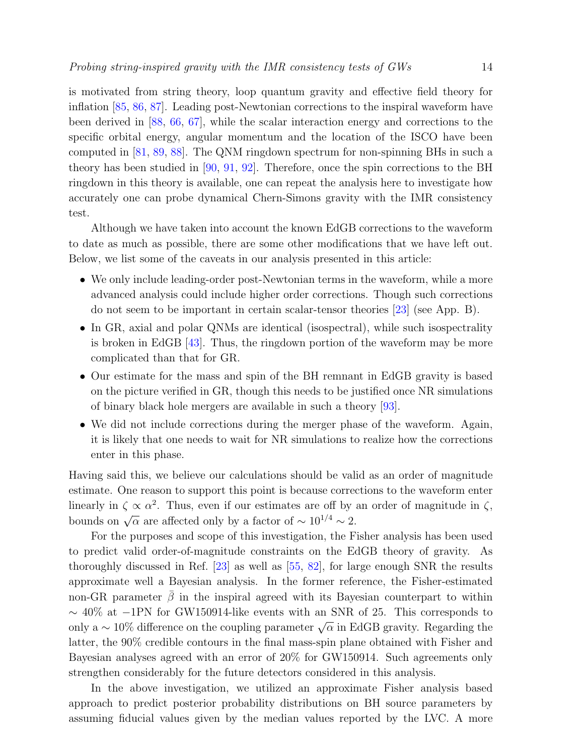is motivated from string theory, loop quantum gravity and effective field theory for inflation [85, 86, 87]. Leading post-Newtonian corrections to the inspiral waveform have been derived in [88, 66, 67], while the scalar interaction energy and corrections to the specific orbital energy, angular momentum and the location of the ISCO have been computed in [81, 89, 88]. The QNM ringdown spectrum for non-spinning BHs in such a theory has been studied in [90, 91, 92]. Therefore, once the spin corrections to the BH ringdown in this theory is available, one can repeat the analysis here to investigate how accurately one can probe dynamical Chern-Simons gravity with the IMR consistency test.

Although we have taken into account the known EdGB corrections to the waveform to date as much as possible, there are some other modifications that we have left out. Below, we list some of the caveats in our analysis presented in this article:

- We only include leading-order post-Newtonian terms in the waveform, while a more advanced analysis could include higher order corrections. Though such corrections do not seem to be important in certain scalar-tensor theories [23] (see App. B).
- In GR, axial and polar QNMs are identical (isospectral), while such isospectrality is broken in EdGB [43]. Thus, the ringdown portion of the waveform may be more complicated than that for GR.
- Our estimate for the mass and spin of the BH remnant in EdGB gravity is based on the picture verified in GR, though this needs to be justified once NR simulations of binary black hole mergers are available in such a theory [93].
- We did not include corrections during the merger phase of the waveform. Again, it is likely that one needs to wait for NR simulations to realize how the corrections enter in this phase.

Having said this, we believe our calculations should be valid as an order of magnitude estimate. One reason to support this point is because corrections to the waveform enter linearly in $\zeta \propto \alpha^2$. Thus, even if our estimates are off by an order of magnitude in $\zeta$, bounds on $\sqrt{\alpha}$ are affected only by a factor of $\sim 10^{1/4} \sim 2$.

For the purposes and scope of this investigation, the Fisher analysis has been used to predict valid order-of-magnitude constraints on the EdGB theory of gravity. As thoroughly discussed in Ref. [23] as well as [55, 82], for large enough SNR the results approximate well a Bayesian analysis. In the former reference, the Fisher-estimated non-GR parameter $\bar{\beta}$ in the inspiral agreed with its Bayesian counterpart to within $\sim 40\%$ at $-1$PN for GW150914-like events with an SNR of 25. This corresponds to only a $\sim 10\%$ difference on the coupling parameter $\sqrt{\alpha}$ in EdGB gravity. Regarding the latter, the 90% credible contours in the final mass-spin plane obtained with Fisher and Bayesian analyses agreed with an error of 20% for GW150914. Such agreements only strengthen considerably for the future detectors considered in this analysis.

In the above investigation, we utilized an approximate Fisher analysis based approach to predict posterior probability distributions on BH source parameters by assuming fiducial values given by the median values reported by the LVC. A more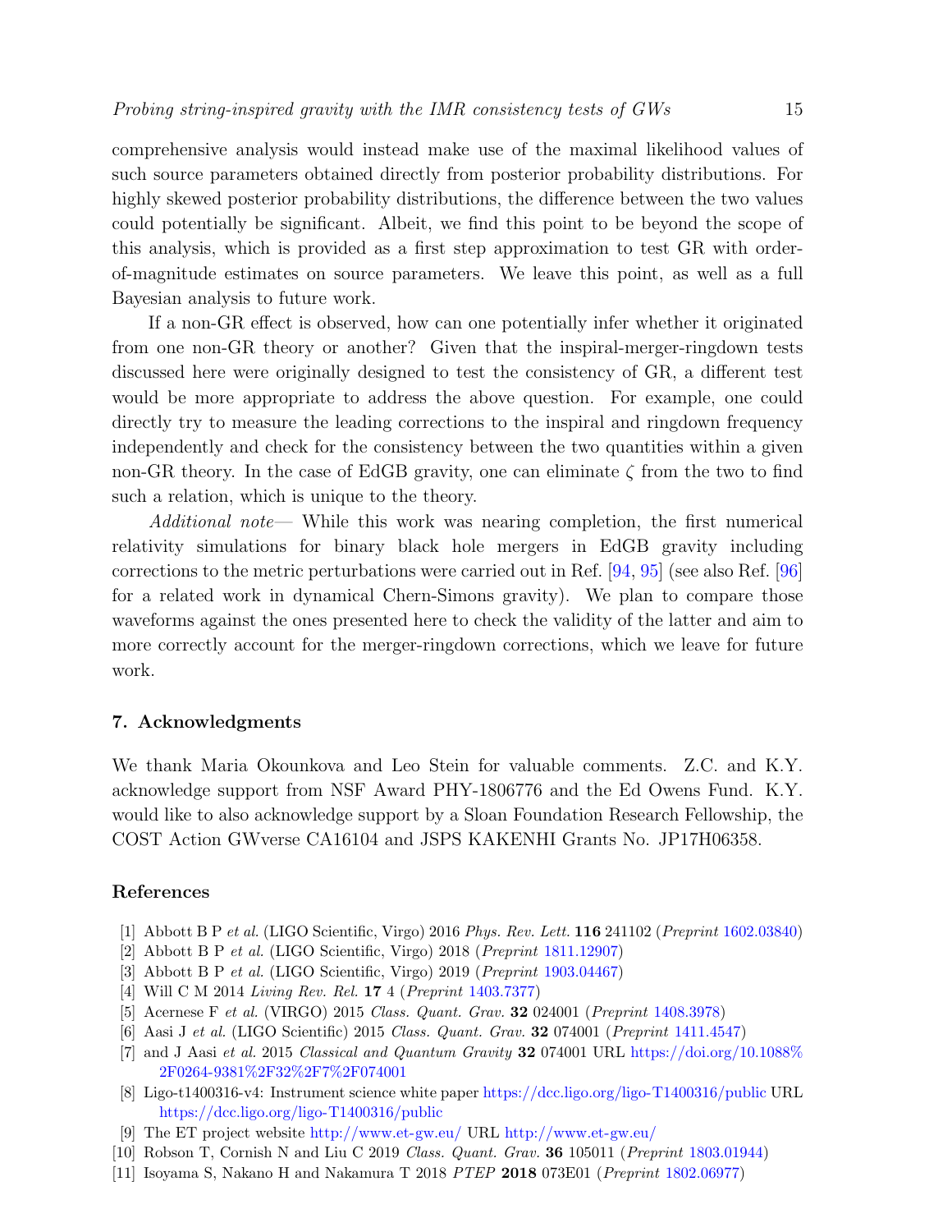comprehensive analysis would instead make use of the maximal likelihood values of such source parameters obtained directly from posterior probability distributions. For highly skewed posterior probability distributions, the difference between the two values could potentially be significant. Albeit, we find this point to be beyond the scope of this analysis, which is provided as a first step approximation to test GR with order-of-magnitude estimates on source parameters. We leave this point, as well as a full Bayesian analysis to future work.

If a non-GR effect is observed, how can one potentially infer whether it originated from one non-GR theory or another? Given that the inspiral-merger-ringdown tests discussed here were originally designed to test the consistency of GR, a different test would be more appropriate to address the above question. For example, one could directly try to measure the leading corrections to the inspiral and ringdown frequency independently and check for the consistency between the two quantities within a given non-GR theory. In the case of EdGB gravity, one can eliminate $\zeta$ from the two to find such a relation, which is unique to the theory.

*Additional note*— While this work was nearing completion, the first numerical relativity simulations for binary black hole mergers in EdGB gravity including corrections to the metric perturbations were carried out in Ref. [94, 95] (see also Ref. [96] for a related work in dynamical Chern-Simons gravity). We plan to compare those waveforms against the ones presented here to check the validity of the latter and aim to more correctly account for the merger-ringdown corrections, which we leave for future work.

## 7. Acknowledgments

We thank Maria Okounkova and Leo Stein for valuable comments. Z.C. and K.Y. acknowledge support from NSF Award PHY-1806776 and the Ed Owens Fund. K.Y. would like to also acknowledge support by a Sloan Foundation Research Fellowship, the COST Action GWverse CA16104 and JSPS KAKENHI Grants No. JP17H06358.

## References

[1] Abbott B P *et al.* (LIGO Scientific, Virgo) 2016 *Phys. Rev. Lett.* **116** 241102 (*Preprint* 1602.03840)

[2] Abbott B P *et al.* (LIGO Scientific, Virgo) 2018 (*Preprint* 1811.12907)

[3] Abbott B P *et al.* (LIGO Scientific, Virgo) 2019 (*Preprint* 1903.04467)

[4] Will C M 2014 *Living Rev. Rel.* **17** 4 (*Preprint* 1403.7377)

[5] Acernese F *et al.* (VIRGO) 2015 *Class. Quant. Grav.* **32** 024001 (*Preprint* 1408.3978)

[6] Aasi J *et al.* (LIGO Scientific) 2015 *Class. Quant. Grav.* **32** 074001 (*Preprint* 1411.4547)

[7] and J Aasi *et al.* 2015 *Classical and Quantum Gravity* **32** 074001 URL https://doi.org/10.1088%2F0264-9381%2F32%2F7%2F074001

[8] Ligo-t1400316-v4: Instrument science white paper https://dcc.ligo.org/ligo-T1400316/public URL https://dcc.ligo.org/ligo-T1400316/public

[9] The ET project website http://www.et-gw.eu/ URL http://www.et-gw.eu/

[10] Robson T, Cornish N and Liu C 2019 *Class. Quant. Grav.* **36** 105011 (*Preprint* 1803.01944)

[11] Isoyama S, Nakano H and Nakamura T 2018 *PTEP* **2018** 073E01 (*Preprint* 1802.06977)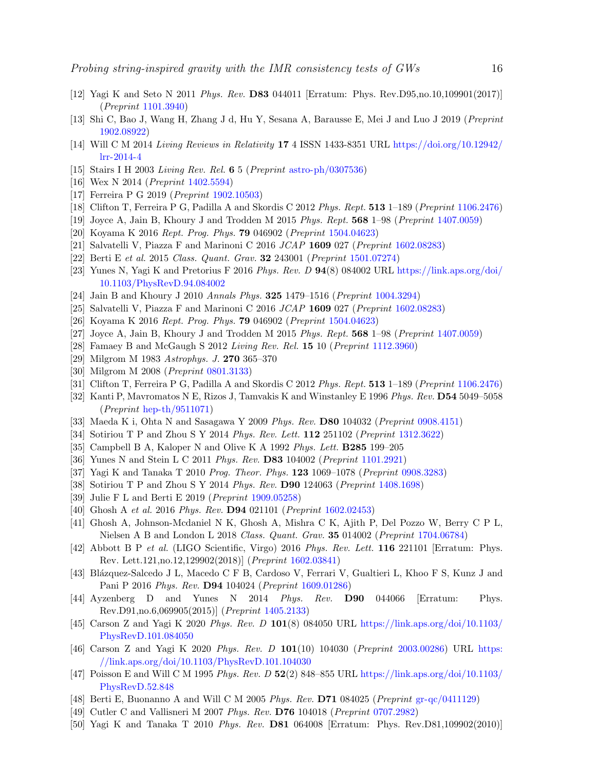[12] Yagi K and Seto N 2011 *Phys. Rev.* **D83** 044011 [Erratum: Phys. Rev.D95,no.10,109901(2017)] (*Preprint* 1101.3940)

[13] Shi C, Bao J, Wang H, Zhang J d, Hu Y, Sesana A, Barausse E, Mei J and Luo J 2019 (*Preprint* 1902.08922)

[14] Will C M 2014 *Living Reviews in Relativity* **17** 4 ISSN 1433-8351 URL https://doi.org/10.12942/lrr-2014-4

[15] Stairs I H 2003 *Living Rev. Rel.* **6** 5 (*Preprint* astro-ph/0307536)

[16] Wex N 2014 (*Preprint* 1402.5594)

[17] Ferreira P G 2019 (*Preprint* 1902.10503)

[18] Clifton T, Ferreira P G, Padilla A and Skordis C 2012 *Phys. Rept.* **513** 1–189 (*Preprint* 1106.2476)

[19] Joyce A, Jain B, Khoury J and Trodden M 2015 *Phys. Rept.* **568** 1–98 (*Preprint* 1407.0059)

[20] Koyama K 2016 *Rept. Prog. Phys.* **79** 046902 (*Preprint* 1504.04623)

[21] Salvatelli V, Piazza F and Marinoni C 2016 *JCAP* **1609** 027 (*Preprint* 1602.08283)

[22] Berti E *et al.* 2015 *Class. Quant. Grav.* **32** 243001 (*Preprint* 1501.07274)

[23] Yunes N, Yagi K and Pretorius F 2016 *Phys. Rev. D* **94**(8) 084002 URL https://link.aps.org/doi/10.1103/PhysRevD.94.084002

[24] Jain B and Khoury J 2010 *Annals Phys.* **325** 1479–1516 (*Preprint* 1004.3294)

[25] Salvatelli V, Piazza F and Marinoni C 2016 *JCAP* **1609** 027 (*Preprint* 1602.08283)

[26] Koyama K 2016 *Rept. Prog. Phys.* **79** 046902 (*Preprint* 1504.04623)

[27] Joyce A, Jain B, Khoury J and Trodden M 2015 *Phys. Rept.* **568** 1–98 (*Preprint* 1407.0059)

[28] Famaey B and McGaugh S 2012 *Living Rev. Rel.* **15** 10 (*Preprint* 1112.3960)

[29] Milgrom M 1983 *Astrophys. J.* **270** 365–370

[30] Milgrom M 2008 (*Preprint* 0801.3133)

[31] Clifton T, Ferreira P G, Padilla A and Skordis C 2012 *Phys. Rept.* **513** 1–189 (*Preprint* 1106.2476)

[32] Kanti P, Mavromatos N E, Rizos J, Tamvakis K and Winstanley E 1996 *Phys. Rev.* **D54** 5049–5058 (*Preprint* hep-th/9511071)

[33] Maeda K i, Ohta N and Sasagawa Y 2009 *Phys. Rev.* **D80** 104032 (*Preprint* 0908.4151)

[34] Sotiriou T P and Zhou S Y 2014 *Phys. Rev. Lett.* **112** 251102 (*Preprint* 1312.3622)

[35] Campbell B A, Kaloper N and Olive K A 1992 *Phys. Lett.* **B285** 199–205

[36] Yunes N and Stein L C 2011 *Phys. Rev.* **D83** 104002 (*Preprint* 1101.2921)

[37] Yagi K and Tanaka T 2010 *Prog. Theor. Phys.* **123** 1069–1078 (*Preprint* 0908.3283)

[38] Sotiriou T P and Zhou S Y 2014 *Phys. Rev.* **D90** 124063 (*Preprint* 1408.1698)

[39] Julie F L and Berti E 2019 (*Preprint* 1909.05258)

[40] Ghosh A *et al.* 2016 *Phys. Rev.* **D94** 021101 (*Preprint* 1602.02453)

[41] Ghosh A, Johnson-Mcdaniel N K, Ghosh A, Mishra C K, Ajith P, Del Pozzo W, Berry C P L, Nielsen A B and London L 2018 *Class. Quant. Grav.* **35** 014002 (*Preprint* 1704.06784)

[42] Abbott B P *et al.* (LIGO Scientific, Virgo) 2016 *Phys. Rev. Lett.* **116** 221101 [Erratum: Phys. Rev. Lett.121,no.12,129902(2018)] (*Preprint* 1602.03841)

[43] Blázquez-Salcedo J L, Macedo C F B, Cardoso V, Ferrari V, Gualtieri L, Khoo F S, Kunz J and Pani P 2016 *Phys. Rev.* **D94** 104024 (*Preprint* 1609.01286)

[44] Ayzenberg D and Yunes N 2014 *Phys. Rev.* **D90** 044066 [Erratum: Phys. Rev.D91,no.6,069905(2015)] (*Preprint* 1405.2133)

[45] Carson Z and Yagi K 2020 *Phys. Rev. D* **101**(8) 084050 URL https://link.aps.org/doi/10.1103/PhysRevD.101.084050

[46] Carson Z and Yagi K 2020 *Phys. Rev. D* **101**(10) 104030 (*Preprint* 2003.00286) URL https://link.aps.org/doi/10.1103/PhysRevD.101.104030

[47] Poisson E and Will C M 1995 *Phys. Rev. D* **52**(2) 848–855 URL https://link.aps.org/doi/10.1103/PhysRevD.52.848

[48] Berti E, Buonanno A and Will C M 2005 *Phys. Rev.* **D71** 084025 (*Preprint* gr-qc/0411129)

[49] Cutler C and Vallisneri M 2007 *Phys. Rev.* **D76** 104018 (*Preprint* 0707.2982)

[50] Yagi K and Tanaka T 2010 *Phys. Rev.* **D81** 064008 [Erratum: Phys. Rev.D81,109902(2010)]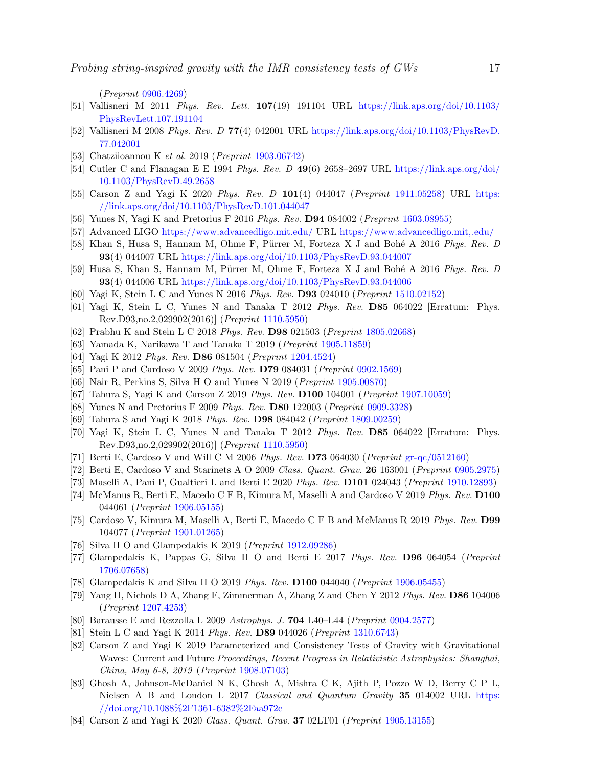(*Preprint* 0906.4269)

[51] Vallisneri M 2011 *Phys. Rev. Lett.* **107**(19) 191104 URL https://link.aps.org/doi/10.1103/PhysRevLett.107.191104

[52] Vallisneri M 2008 *Phys. Rev. D* **77**(4) 042001 URL https://link.aps.org/doi/10.1103/PhysRevD.77.042001

[53] Chatziioannou K *et al.* 2019 (*Preprint* 1903.06742)

[54] Cutler C and Flanagan E E 1994 *Phys. Rev. D* **49**(6) 2658–2697 URL https://link.aps.org/doi/10.1103/PhysRevD.49.2658

[55] Carson Z and Yagi K 2020 *Phys. Rev. D* **101**(4) 044047 (*Preprint* 1911.05258) URL https://link.aps.org/doi/10.1103/PhysRevD.101.044047

[56] Yunes N, Yagi K and Pretorius F 2016 *Phys. Rev.* **D94** 084002 (*Preprint* 1603.08955)

[57] Advanced LIGO https://www.advancedligo.mit.edu/ URL https://www.advancedligo.mit,.edu/

[58] Khan S, Husa S, Hannam M, Ohme F, Pürrer M, Forteza X J and Bohé A 2016 *Phys. Rev. D* **93**(4) 044007 URL https://link.aps.org/doi/10.1103/PhysRevD.93.044007

[59] Husa S, Khan S, Hannam M, Pürrer M, Ohme F, Forteza X J and Bohé A 2016 *Phys. Rev. D* **93**(4) 044006 URL https://link.aps.org/doi/10.1103/PhysRevD.93.044006

[60] Yagi K, Stein L C and Yunes N 2016 *Phys. Rev.* **D93** 024010 (*Preprint* 1510.02152)

[61] Yagi K, Stein L C, Yunes N and Tanaka T 2012 *Phys. Rev.* **D85** 064022 [Erratum: Phys. Rev.D93,no.2,029902(2016)] (*Preprint* 1110.5950)

[62] Prabhu K and Stein L C 2018 *Phys. Rev.* **D98** 021503 (*Preprint* 1805.02668)

[63] Yamada K, Narikawa T and Tanaka T 2019 (*Preprint* 1905.11859)

[64] Yagi K 2012 *Phys. Rev.* **D86** 081504 (*Preprint* 1204.4524)

[65] Pani P and Cardoso V 2009 *Phys. Rev.* **D79** 084031 (*Preprint* 0902.1569)

[66] Nair R, Perkins S, Silva H O and Yunes N 2019 (*Preprint* 1905.00870)

[67] Tahura S, Yagi K and Carson Z 2019 *Phys. Rev.* **D100** 104001 (*Preprint* 1907.10059)

[68] Yunes N and Pretorius F 2009 *Phys. Rev.* **D80** 122003 (*Preprint* 0909.3328)

[69] Tahura S and Yagi K 2018 *Phys. Rev.* **D98** 084042 (*Preprint* 1809.00259)

[70] Yagi K, Stein L C, Yunes N and Tanaka T 2012 *Phys. Rev.* **D85** 064022 [Erratum: Phys. Rev.D93,no.2,029902(2016)] (*Preprint* 1110.5950)

[71] Berti E, Cardoso V and Will C M 2006 *Phys. Rev.* **D73** 064030 (*Preprint* gr-qc/0512160)

[72] Berti E, Cardoso V and Starinets A O 2009 *Class. Quant. Grav.* **26** 163001 (*Preprint* 0905.2975)

[73] Maselli A, Pani P, Gualtieri L and Berti E 2020 *Phys. Rev.* **D101** 024043 (*Preprint* 1910.12893)

[74] McManus R, Berti E, Macedo C F B, Kimura M, Maselli A and Cardoso V 2019 *Phys. Rev.* **D100** 044061 (*Preprint* 1906.05155)

[75] Cardoso V, Kimura M, Maselli A, Berti E, Macedo C F B and McManus R 2019 *Phys. Rev.* **D99** 104077 (*Preprint* 1901.01265)

[76] Silva H O and Glampedakis K 2019 (*Preprint* 1912.09286)

[77] Glampedakis K, Pappas G, Silva H O and Berti E 2017 *Phys. Rev.* **D96** 064054 (*Preprint* 1706.07658)

[78] Glampedakis K and Silva H O 2019 *Phys. Rev.* **D100** 044040 (*Preprint* 1906.05455)

[79] Yang H, Nichols D A, Zhang F, Zimmerman A, Zhang Z and Chen Y 2012 *Phys. Rev.* **D86** 104006 (*Preprint* 1207.4253)

[80] Barausse E and Rezzolla L 2009 *Astrophys. J.* **704** L40–L44 (*Preprint* 0904.2577)

[81] Stein L C and Yagi K 2014 *Phys. Rev.* **D89** 044026 (*Preprint* 1310.6743)

[82] Carson Z and Yagi K 2019 Parameterized and Consistency Tests of Gravity with Gravitational Waves: Current and Future *Proceedings, Recent Progress in Relativistic Astrophysics: Shanghai, China, May 6-8, 2019* (*Preprint* 1908.07103)

[83] Ghosh A, Johnson-McDaniel N K, Ghosh A, Mishra C K, Ajith P, Pozzo W D, Berry C P L, Nielsen A B and London L 2017 *Classical and Quantum Gravity* **35** 014002 URL https://doi.org/10.1088%2F1361-6382%2Faa972e

[84] Carson Z and Yagi K 2020 *Class. Quant. Grav.* **37** 02LT01 (*Preprint* 1905.13155)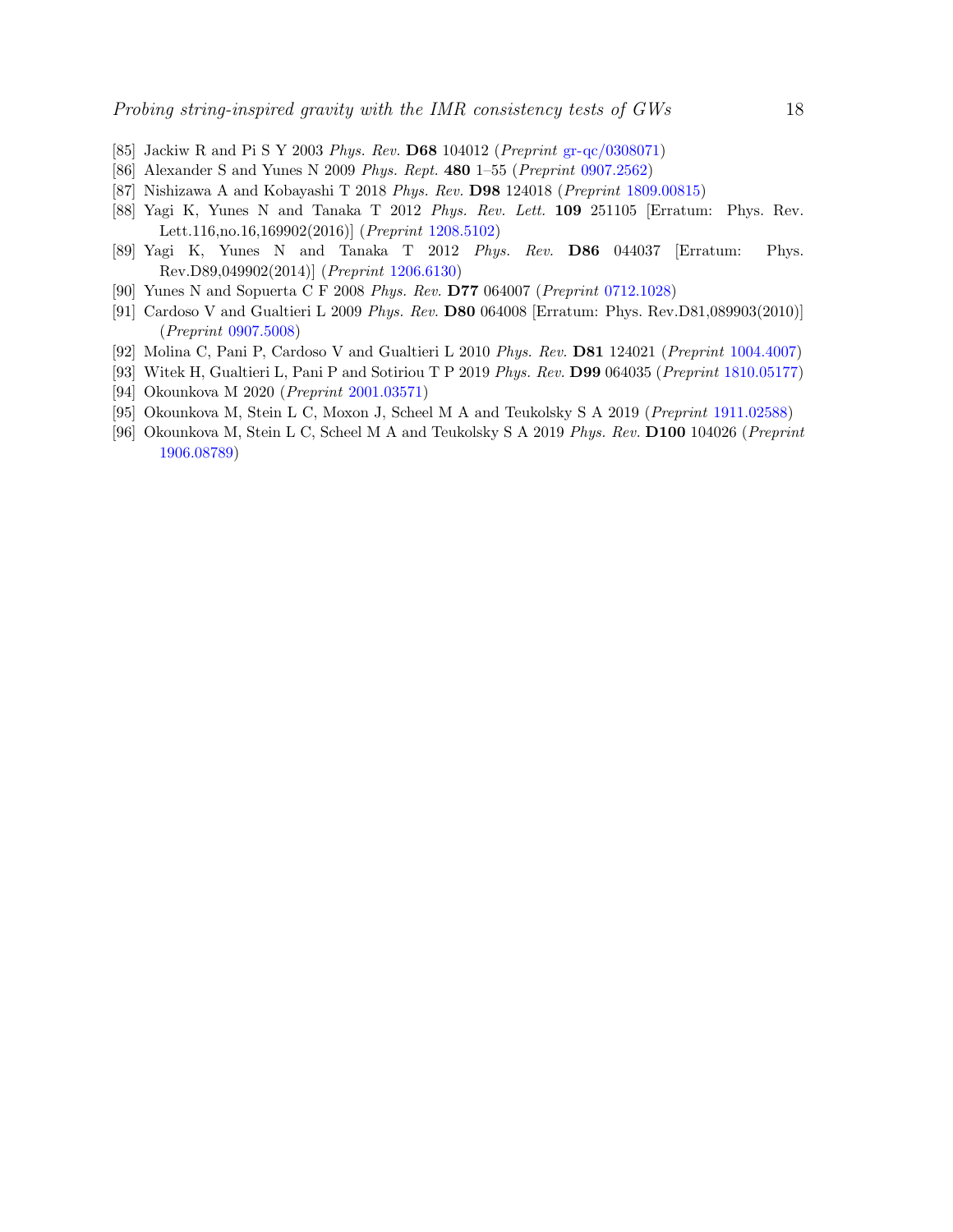[85] Jackiw R and Pi S Y 2003 *Phys. Rev.* **D68** 104012 (*Preprint* gr-qc/0308071)

[86] Alexander S and Yunes N 2009 *Phys. Rept.* **480** 1–55 (*Preprint* 0907.2562)

[87] Nishizawa A and Kobayashi T 2018 *Phys. Rev.* **D98** 124018 (*Preprint* 1809.00815)

[88] Yagi K, Yunes N and Tanaka T 2012 *Phys. Rev. Lett.* **109** 251105 [Erratum: Phys. Rev. Lett.116,no.16,169902(2016)] (*Preprint* 1208.5102)

[89] Yagi K, Yunes N and Tanaka T 2012 *Phys. Rev.* **D86** 044037 [Erratum: Phys. Rev.D89,049902(2014)] (*Preprint* 1206.6130)

[90] Yunes N and Sopuerta C F 2008 *Phys. Rev.* **D77** 064007 (*Preprint* 0712.1028)

[91] Cardoso V and Gualtieri L 2009 *Phys. Rev.* **D80** 064008 [Erratum: Phys. Rev.D81,089903(2010)] (*Preprint* 0907.5008)

[92] Molina C, Pani P, Cardoso V and Gualtieri L 2010 *Phys. Rev.* **D81** 124021 (*Preprint* 1004.4007)

[93] Witek H, Gualtieri L, Pani P and Sotiriou T P 2019 *Phys. Rev.* **D99** 064035 (*Preprint* 1810.05177)

[94] Okounkova M 2020 (*Preprint* 2001.03571)

[95] Okounkova M, Stein L C, Moxon J, Scheel M A and Teukolsky S A 2019 (*Preprint* 1911.02588)

[96] Okounkova M, Stein L C, Scheel M A and Teukolsky S A 2019 *Phys. Rev.* **D100** 104026 (*Preprint* 1906.08789)